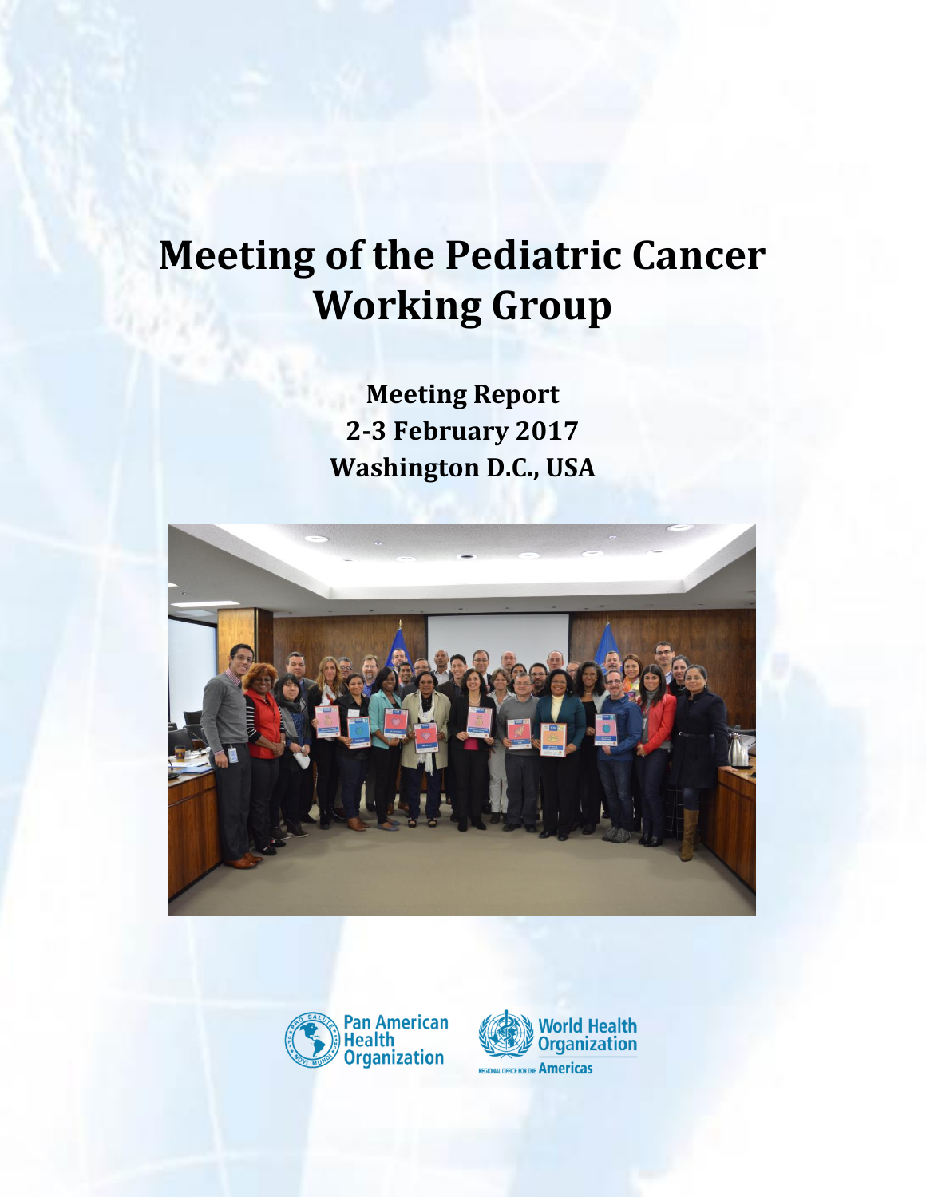# Meeting of the Pediatric Cancer Working Group

**Meeting Report**
**2-3 February 2017**
**Washington D.C., USA**

Pan American Health Organization

World Health Organization
REGIONAL OFFICE FOR THE Americas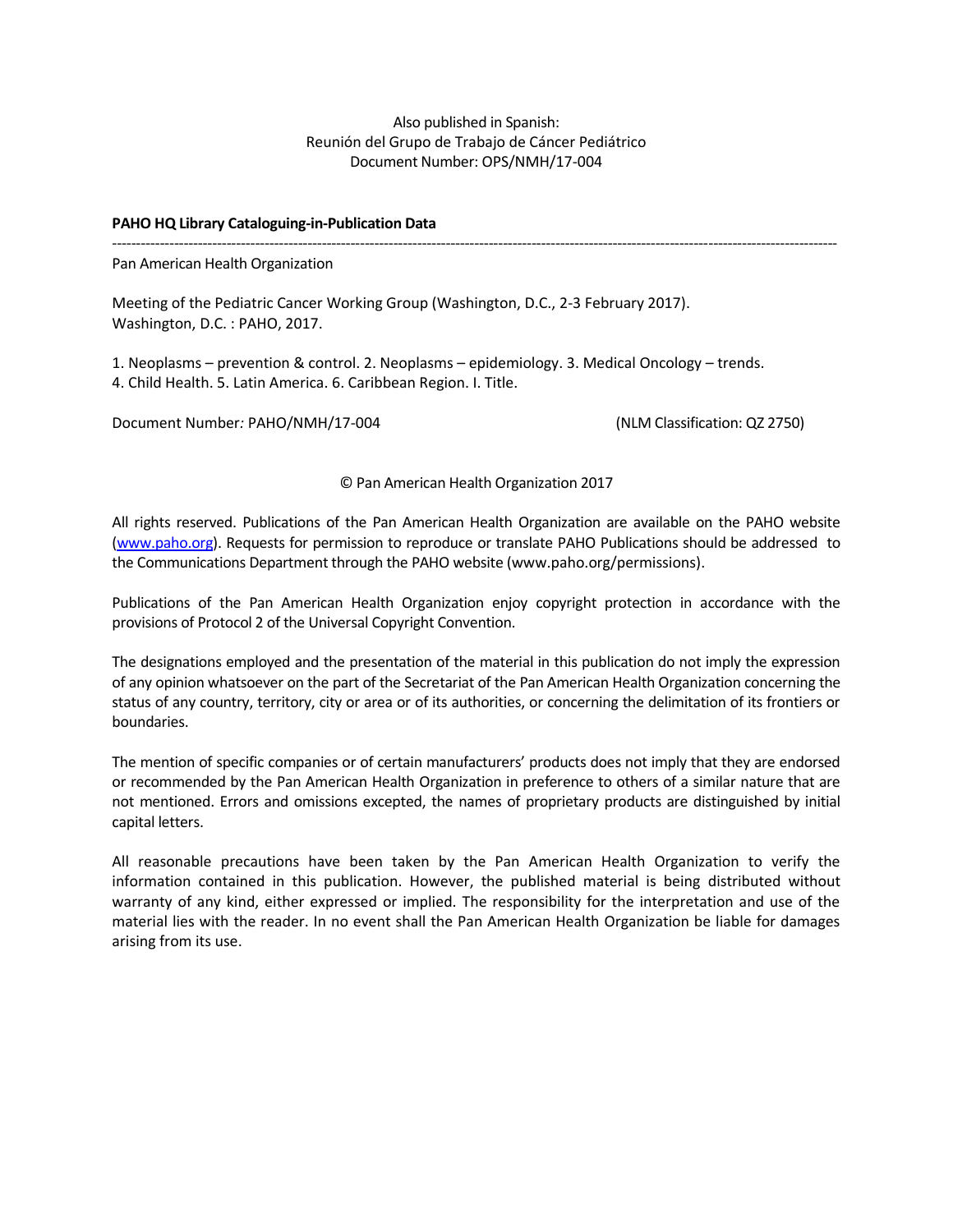Also published in Spanish:
Reunión del Grupo de Trabajo de Cáncer Pediátrico
Document Number: OPS/NMH/17-004

**PAHO HQ Library Cataloguing-in-Publication Data**

---

Pan American Health Organization

Meeting of the Pediatric Cancer Working Group (Washington, D.C., 2-3 February 2017).
Washington, D.C. : PAHO, 2017.

1. Neoplasms – prevention & control. 2. Neoplasms – epidemiology. 3. Medical Oncology – trends.
4. Child Health. 5. Latin America. 6. Caribbean Region. I. Title.

Document Number*:* PAHO/NMH/17-004 (NLM Classification: QZ 2750)

© Pan American Health Organization 2017

All rights reserved. Publications of the Pan American Health Organization are available on the PAHO website (www.paho.org). Requests for permission to reproduce or translate PAHO Publications should be addressed to the Communications Department through the PAHO website (www.paho.org/permissions).

Publications of the Pan American Health Organization enjoy copyright protection in accordance with the provisions of Protocol 2 of the Universal Copyright Convention.

The designations employed and the presentation of the material in this publication do not imply the expression of any opinion whatsoever on the part of the Secretariat of the Pan American Health Organization concerning the status of any country, territory, city or area or of its authorities, or concerning the delimitation of its frontiers or boundaries.

The mention of specific companies or of certain manufacturers' products does not imply that they are endorsed or recommended by the Pan American Health Organization in preference to others of a similar nature that are not mentioned. Errors and omissions excepted, the names of proprietary products are distinguished by initial capital letters.

All reasonable precautions have been taken by the Pan American Health Organization to verify the information contained in this publication. However, the published material is being distributed without warranty of any kind, either expressed or implied. The responsibility for the interpretation and use of the material lies with the reader. In no event shall the Pan American Health Organization be liable for damages arising from its use.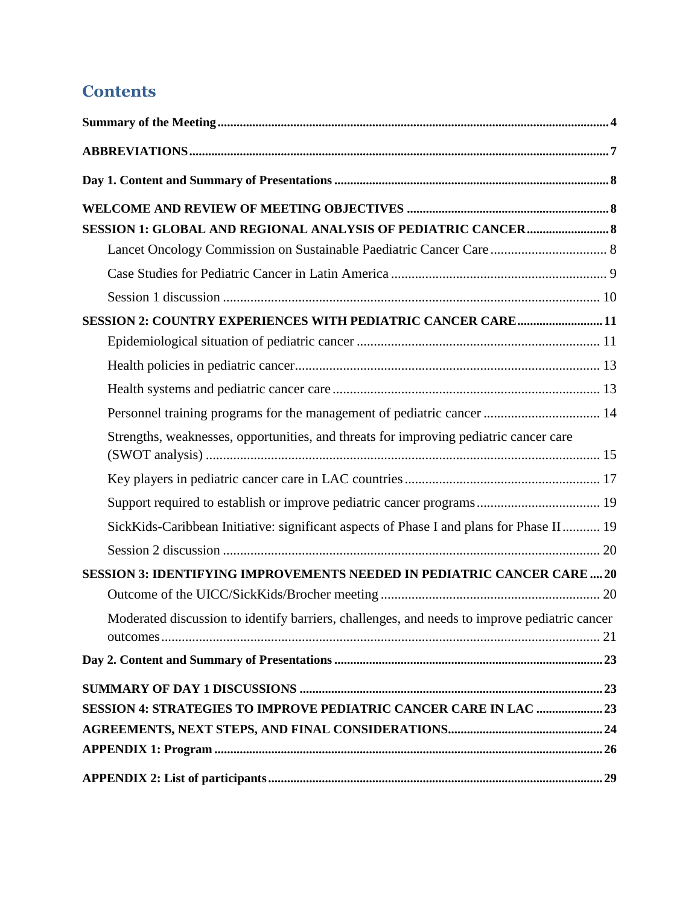## Contents

**Summary of the Meeting** ........ **4**

**ABBREVIATIONS** ........ **7**

**Day 1. Content and Summary of Presentations** ........ **8**

**WELCOME AND REVIEW OF MEETING OBJECTIVES** ........ **8**

**SESSION 1: GLOBAL AND REGIONAL ANALYSIS OF PEDIATRIC CANCER** ........ **8**

- Lancet Oncology Commission on Sustainable Paediatric Cancer Care ........ 8
- Case Studies for Pediatric Cancer in Latin America ........ 9
- Session 1 discussion ........ 10

**SESSION 2: COUNTRY EXPERIENCES WITH PEDIATRIC CANCER CARE** ........ **11**

- Epidemiological situation of pediatric cancer ........ 11
- Health policies in pediatric cancer ........ 13
- Health systems and pediatric cancer care ........ 13
- Personnel training programs for the management of pediatric cancer ........ 14
- Strengths, weaknesses, opportunities, and threats for improving pediatric cancer care (SWOT analysis) ........ 15
- Key players in pediatric cancer care in LAC countries ........ 17
- Support required to establish or improve pediatric cancer programs ........ 19
- SickKids-Caribbean Initiative: significant aspects of Phase I and plans for Phase II ........ 19
- Session 2 discussion ........ 20

**SESSION 3: IDENTIFYING IMPROVEMENTS NEEDED IN PEDIATRIC CANCER CARE** ........ **20**

- Outcome of the UICC/SickKids/Brocher meeting ........ 20
- Moderated discussion to identify barriers, challenges, and needs to improve pediatric cancer outcomes ........ 21

**Day 2. Content and Summary of Presentations** ........ **23**

**SUMMARY OF DAY 1 DISCUSSIONS** ........ **23**

**SESSION 4: STRATEGIES TO IMPROVE PEDIATRIC CANCER CARE IN LAC** ........ **23**

**AGREEMENTS, NEXT STEPS, AND FINAL CONSIDERATIONS** ........ **24**

**APPENDIX 1: Program** ........ **26**

**APPENDIX 2: List of participants** ........ **29**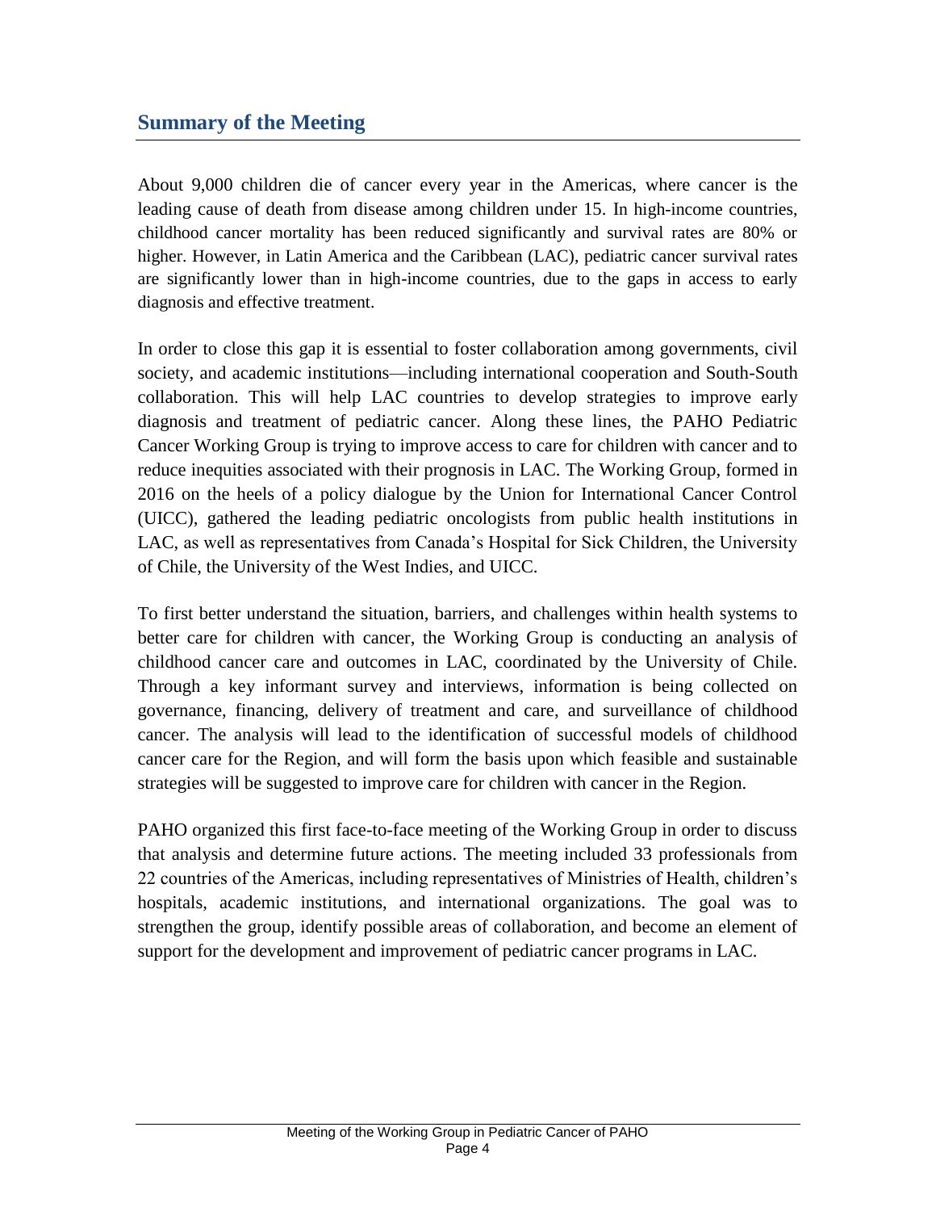## Summary of the Meeting

About 9,000 children die of cancer every year in the Americas, where cancer is the leading cause of death from disease among children under 15. In high-income countries, childhood cancer mortality has been reduced significantly and survival rates are 80% or higher. However, in Latin America and the Caribbean (LAC), pediatric cancer survival rates are significantly lower than in high-income countries, due to the gaps in access to early diagnosis and effective treatment.

In order to close this gap it is essential to foster collaboration among governments, civil society, and academic institutions—including international cooperation and South-South collaboration. This will help LAC countries to develop strategies to improve early diagnosis and treatment of pediatric cancer. Along these lines, the PAHO Pediatric Cancer Working Group is trying to improve access to care for children with cancer and to reduce inequities associated with their prognosis in LAC. The Working Group, formed in 2016 on the heels of a policy dialogue by the Union for International Cancer Control (UICC), gathered the leading pediatric oncologists from public health institutions in LAC, as well as representatives from Canada's Hospital for Sick Children, the University of Chile, the University of the West Indies, and UICC.

To first better understand the situation, barriers, and challenges within health systems to better care for children with cancer, the Working Group is conducting an analysis of childhood cancer care and outcomes in LAC, coordinated by the University of Chile. Through a key informant survey and interviews, information is being collected on governance, financing, delivery of treatment and care, and surveillance of childhood cancer. The analysis will lead to the identification of successful models of childhood cancer care for the Region, and will form the basis upon which feasible and sustainable strategies will be suggested to improve care for children with cancer in the Region.

PAHO organized this first face-to-face meeting of the Working Group in order to discuss that analysis and determine future actions. The meeting included 33 professionals from 22 countries of the Americas, including representatives of Ministries of Health, children's hospitals, academic institutions, and international organizations. The goal was to strengthen the group, identify possible areas of collaboration, and become an element of support for the development and improvement of pediatric cancer programs in LAC.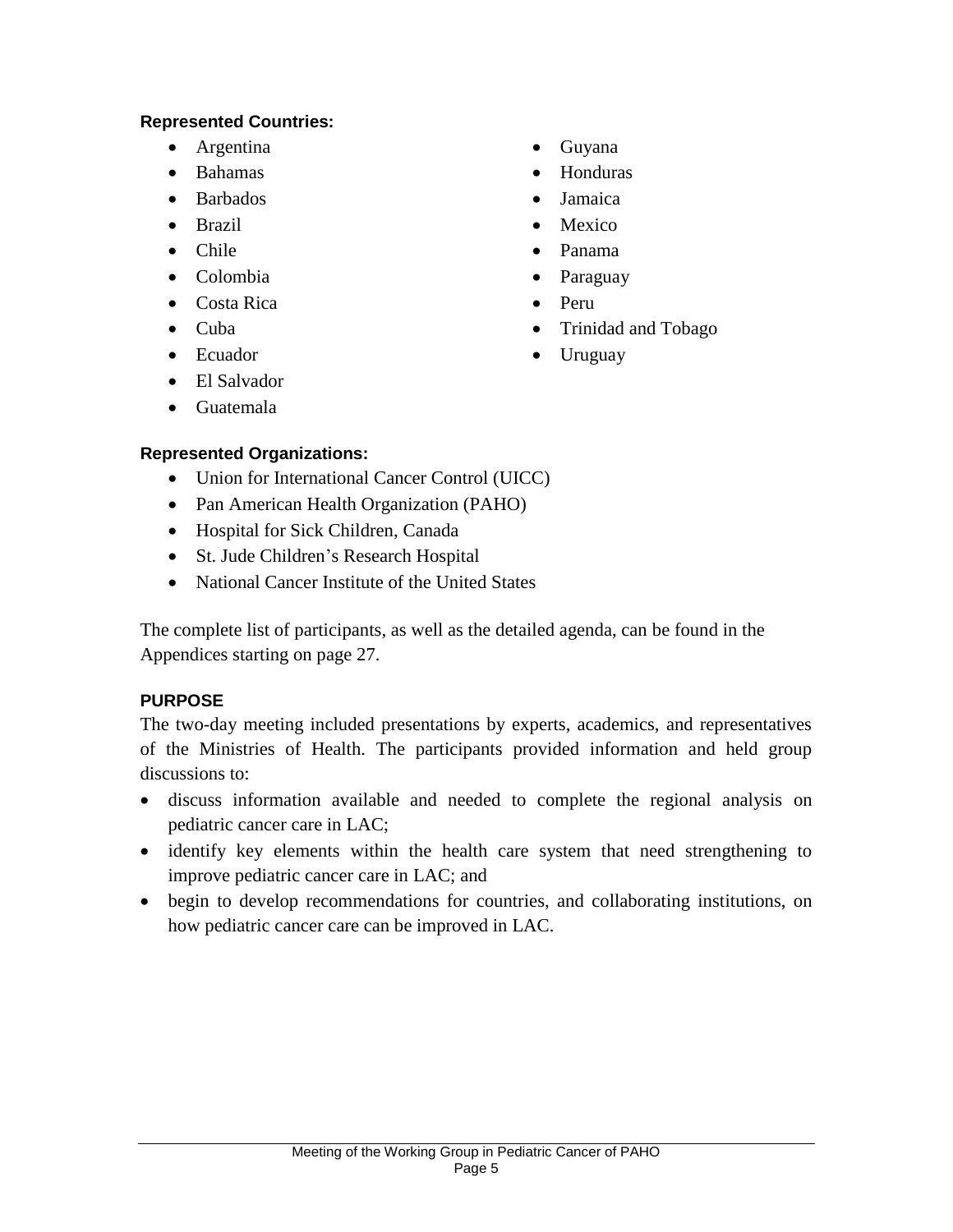**Represented Countries:**

- Argentina
- Bahamas
- Barbados
- Brazil
- Chile
- Colombia
- Costa Rica
- Cuba
- Ecuador
- El Salvador
- Guatemala
- Guyana
- Honduras
- Jamaica
- Mexico
- Panama
- Paraguay
- Peru
- Trinidad and Tobago
- Uruguay

**Represented Organizations:**

- Union for International Cancer Control (UICC)
- Pan American Health Organization (PAHO)
- Hospital for Sick Children, Canada
- St. Jude Children's Research Hospital
- National Cancer Institute of the United States

The complete list of participants, as well as the detailed agenda, can be found in the Appendices starting on page 27.

## PURPOSE

The two-day meeting included presentations by experts, academics, and representatives of the Ministries of Health. The participants provided information and held group discussions to:

- discuss information available and needed to complete the regional analysis on pediatric cancer care in LAC;
- identify key elements within the health care system that need strengthening to improve pediatric cancer care in LAC; and
- begin to develop recommendations for countries, and collaborating institutions, on how pediatric cancer care can be improved in LAC.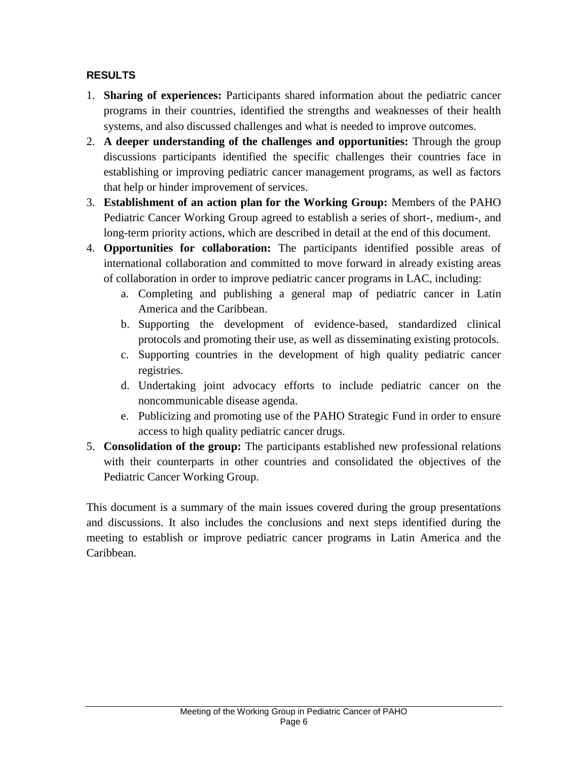## RESULTS

1. **Sharing of experiences:** Participants shared information about the pediatric cancer programs in their countries, identified the strengths and weaknesses of their health systems, and also discussed challenges and what is needed to improve outcomes.
2. **A deeper understanding of the challenges and opportunities:** Through the group discussions participants identified the specific challenges their countries face in establishing or improving pediatric cancer management programs, as well as factors that help or hinder improvement of services.
3. **Establishment of an action plan for the Working Group:** Members of the PAHO Pediatric Cancer Working Group agreed to establish a series of short-, medium-, and long-term priority actions, which are described in detail at the end of this document.
4. **Opportunities for collaboration:** The participants identified possible areas of international collaboration and committed to move forward in already existing areas of collaboration in order to improve pediatric cancer programs in LAC, including:
   a. Completing and publishing a general map of pediatric cancer in Latin America and the Caribbean.
   b. Supporting the development of evidence-based, standardized clinical protocols and promoting their use, as well as disseminating existing protocols.
   c. Supporting countries in the development of high quality pediatric cancer registries.
   d. Undertaking joint advocacy efforts to include pediatric cancer on the noncommunicable disease agenda.
   e. Publicizing and promoting use of the PAHO Strategic Fund in order to ensure access to high quality pediatric cancer drugs.
5. **Consolidation of the group:** The participants established new professional relations with their counterparts in other countries and consolidated the objectives of the Pediatric Cancer Working Group.

This document is a summary of the main issues covered during the group presentations and discussions. It also includes the conclusions and next steps identified during the meeting to establish or improve pediatric cancer programs in Latin America and the Caribbean.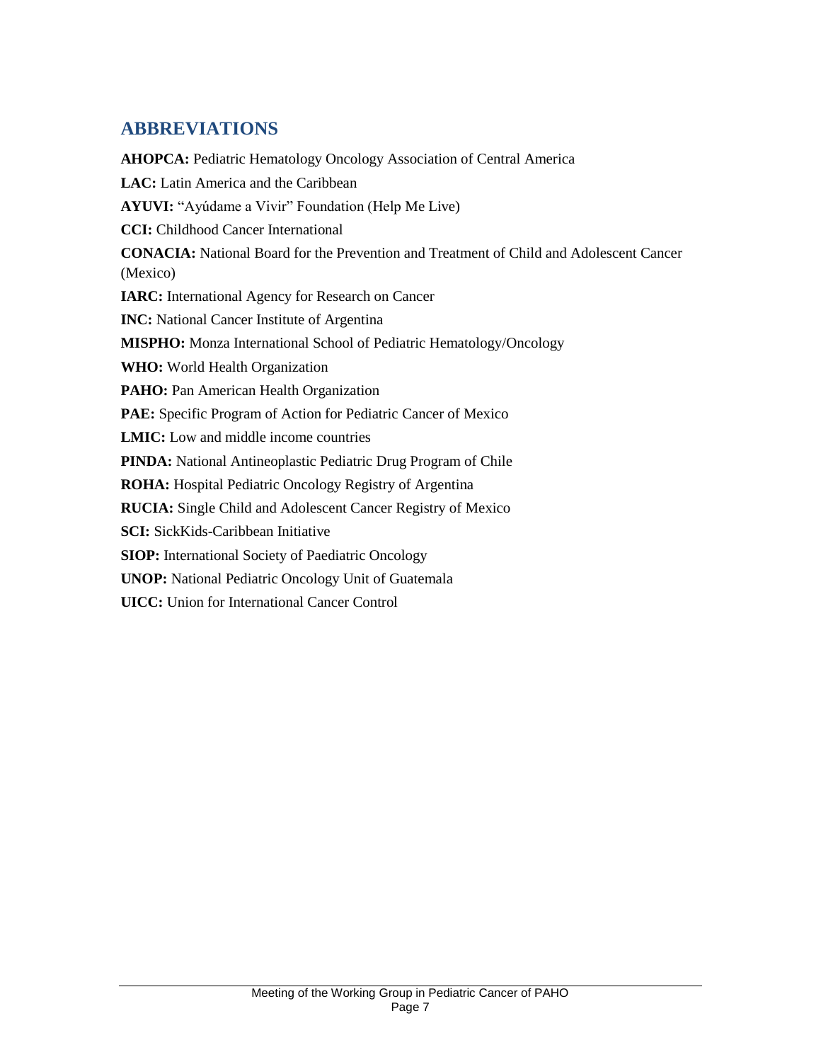## ABBREVIATIONS

**AHOPCA:** Pediatric Hematology Oncology Association of Central America

**LAC:** Latin America and the Caribbean

**AYUVI:** "Ayúdame a Vivir" Foundation (Help Me Live)

**CCI:** Childhood Cancer International

**CONACIA:** National Board for the Prevention and Treatment of Child and Adolescent Cancer (Mexico)

**IARC:** International Agency for Research on Cancer

**INC:** National Cancer Institute of Argentina

**MISPHO:** Monza International School of Pediatric Hematology/Oncology

**WHO:** World Health Organization

**PAHO:** Pan American Health Organization

**PAE:** Specific Program of Action for Pediatric Cancer of Mexico

**LMIC:** Low and middle income countries

**PINDA:** National Antineoplastic Pediatric Drug Program of Chile

**ROHA:** Hospital Pediatric Oncology Registry of Argentina

**RUCIA:** Single Child and Adolescent Cancer Registry of Mexico

**SCI:** SickKids-Caribbean Initiative

**SIOP:** International Society of Paediatric Oncology

**UNOP:** National Pediatric Oncology Unit of Guatemala

**UICC:** Union for International Cancer Control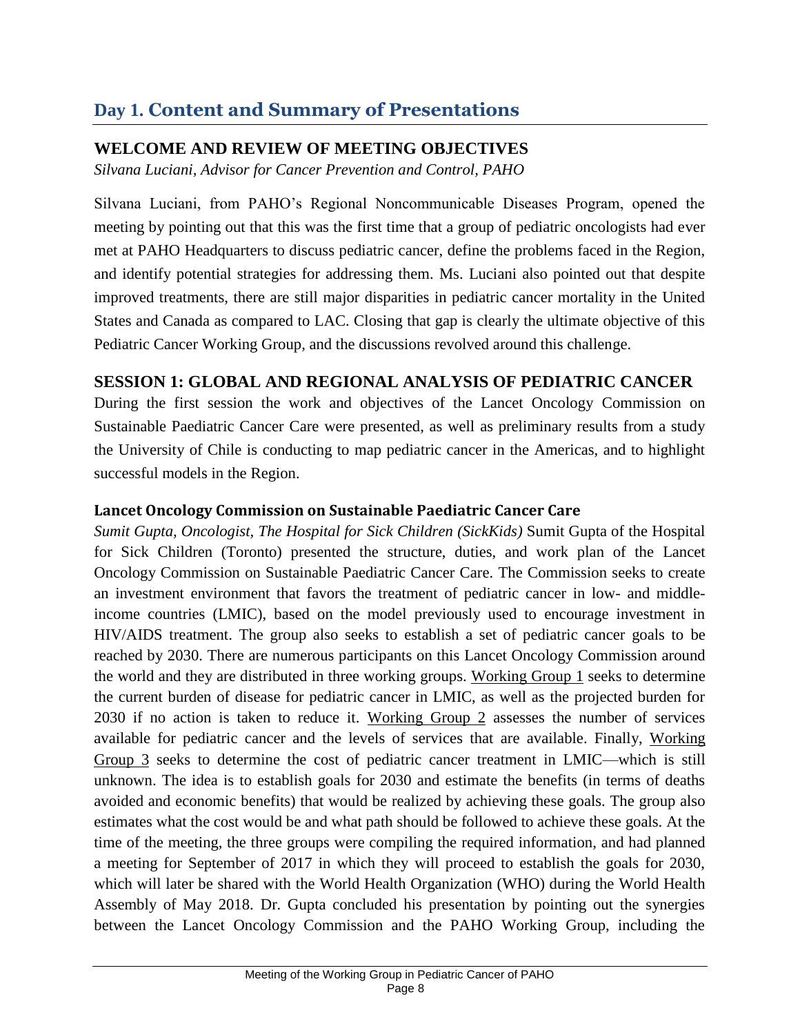## Day 1. Content and Summary of Presentations

### WELCOME AND REVIEW OF MEETING OBJECTIVES

*Silvana Luciani, Advisor for Cancer Prevention and Control, PAHO*

Silvana Luciani, from PAHO's Regional Noncommunicable Diseases Program, opened the meeting by pointing out that this was the first time that a group of pediatric oncologists had ever met at PAHO Headquarters to discuss pediatric cancer, define the problems faced in the Region, and identify potential strategies for addressing them. Ms. Luciani also pointed out that despite improved treatments, there are still major disparities in pediatric cancer mortality in the United States and Canada as compared to LAC. Closing that gap is clearly the ultimate objective of this Pediatric Cancer Working Group, and the discussions revolved around this challenge.

### SESSION 1: GLOBAL AND REGIONAL ANALYSIS OF PEDIATRIC CANCER

During the first session the work and objectives of the Lancet Oncology Commission on Sustainable Paediatric Cancer Care were presented, as well as preliminary results from a study the University of Chile is conducting to map pediatric cancer in the Americas, and to highlight successful models in the Region.

#### Lancet Oncology Commission on Sustainable Paediatric Cancer Care

*Sumit Gupta, Oncologist, The Hospital for Sick Children (SickKids)* Sumit Gupta of the Hospital for Sick Children (Toronto) presented the structure, duties, and work plan of the Lancet Oncology Commission on Sustainable Paediatric Cancer Care. The Commission seeks to create an investment environment that favors the treatment of pediatric cancer in low- and middle-income countries (LMIC), based on the model previously used to encourage investment in HIV/AIDS treatment. The group also seeks to establish a set of pediatric cancer goals to be reached by 2030. There are numerous participants on this Lancet Oncology Commission around the world and they are distributed in three working groups. Working Group 1 seeks to determine the current burden of disease for pediatric cancer in LMIC, as well as the projected burden for 2030 if no action is taken to reduce it. Working Group 2 assesses the number of services available for pediatric cancer and the levels of services that are available. Finally, Working Group 3 seeks to determine the cost of pediatric cancer treatment in LMIC—which is still unknown. The idea is to establish goals for 2030 and estimate the benefits (in terms of deaths avoided and economic benefits) that would be realized by achieving these goals. The group also estimates what the cost would be and what path should be followed to achieve these goals. At the time of the meeting, the three groups were compiling the required information, and had planned a meeting for September of 2017 in which they will proceed to establish the goals for 2030, which will later be shared with the World Health Organization (WHO) during the World Health Assembly of May 2018. Dr. Gupta concluded his presentation by pointing out the synergies between the Lancet Oncology Commission and the PAHO Working Group, including the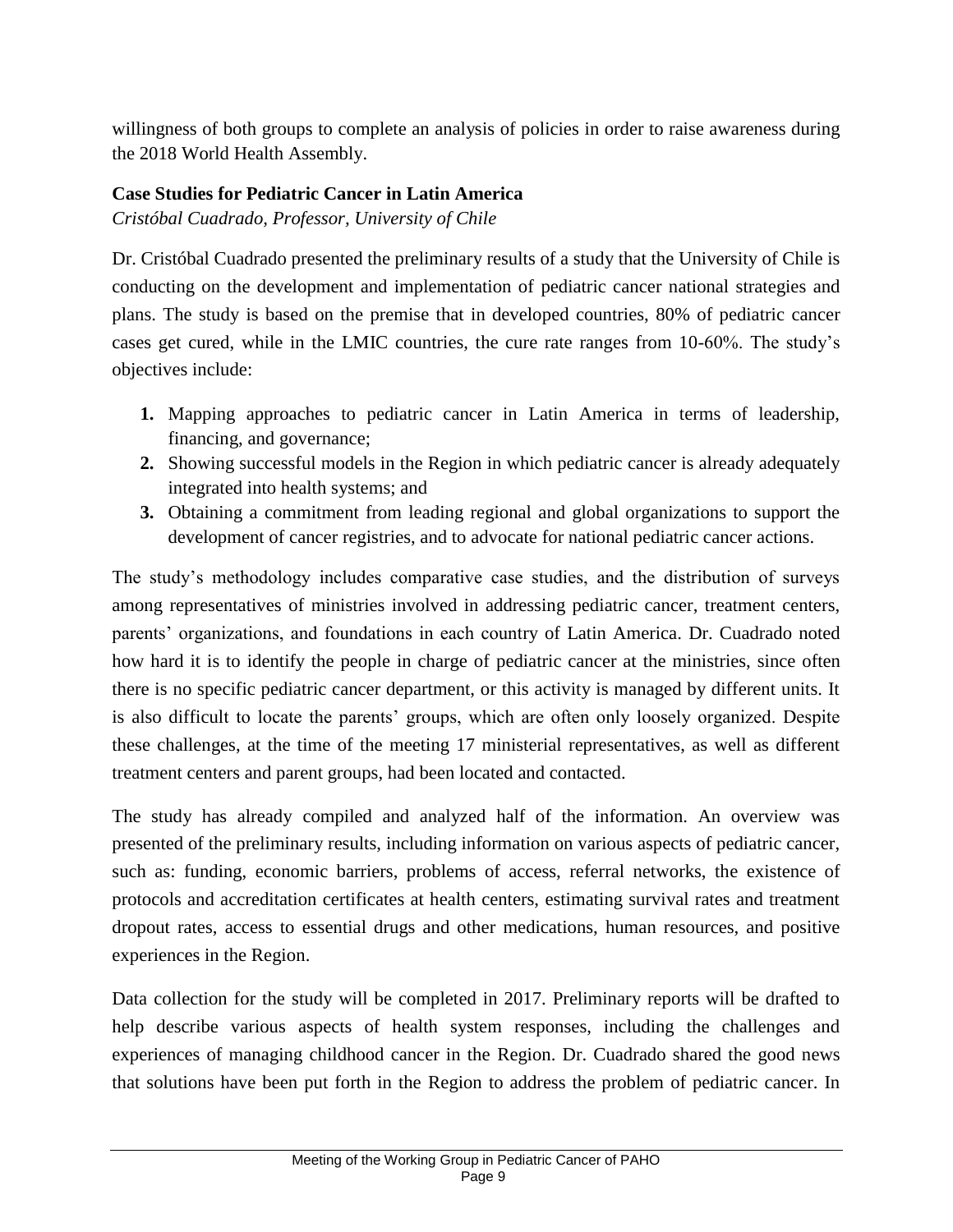willingness of both groups to complete an analysis of policies in order to raise awareness during the 2018 World Health Assembly.

**Case Studies for Pediatric Cancer in Latin America**

*Cristóbal Cuadrado, Professor, University of Chile*

Dr. Cristóbal Cuadrado presented the preliminary results of a study that the University of Chile is conducting on the development and implementation of pediatric cancer national strategies and plans. The study is based on the premise that in developed countries, 80% of pediatric cancer cases get cured, while in the LMIC countries, the cure rate ranges from 10-60%. The study's objectives include:

1. Mapping approaches to pediatric cancer in Latin America in terms of leadership, financing, and governance;
2. Showing successful models in the Region in which pediatric cancer is already adequately integrated into health systems; and
3. Obtaining a commitment from leading regional and global organizations to support the development of cancer registries, and to advocate for national pediatric cancer actions.

The study's methodology includes comparative case studies, and the distribution of surveys among representatives of ministries involved in addressing pediatric cancer, treatment centers, parents' organizations, and foundations in each country of Latin America. Dr. Cuadrado noted how hard it is to identify the people in charge of pediatric cancer at the ministries, since often there is no specific pediatric cancer department, or this activity is managed by different units. It is also difficult to locate the parents' groups, which are often only loosely organized. Despite these challenges, at the time of the meeting 17 ministerial representatives, as well as different treatment centers and parent groups, had been located and contacted.

The study has already compiled and analyzed half of the information. An overview was presented of the preliminary results, including information on various aspects of pediatric cancer, such as: funding, economic barriers, problems of access, referral networks, the existence of protocols and accreditation certificates at health centers, estimating survival rates and treatment dropout rates, access to essential drugs and other medications, human resources, and positive experiences in the Region.

Data collection for the study will be completed in 2017. Preliminary reports will be drafted to help describe various aspects of health system responses, including the challenges and experiences of managing childhood cancer in the Region. Dr. Cuadrado shared the good news that solutions have been put forth in the Region to address the problem of pediatric cancer. In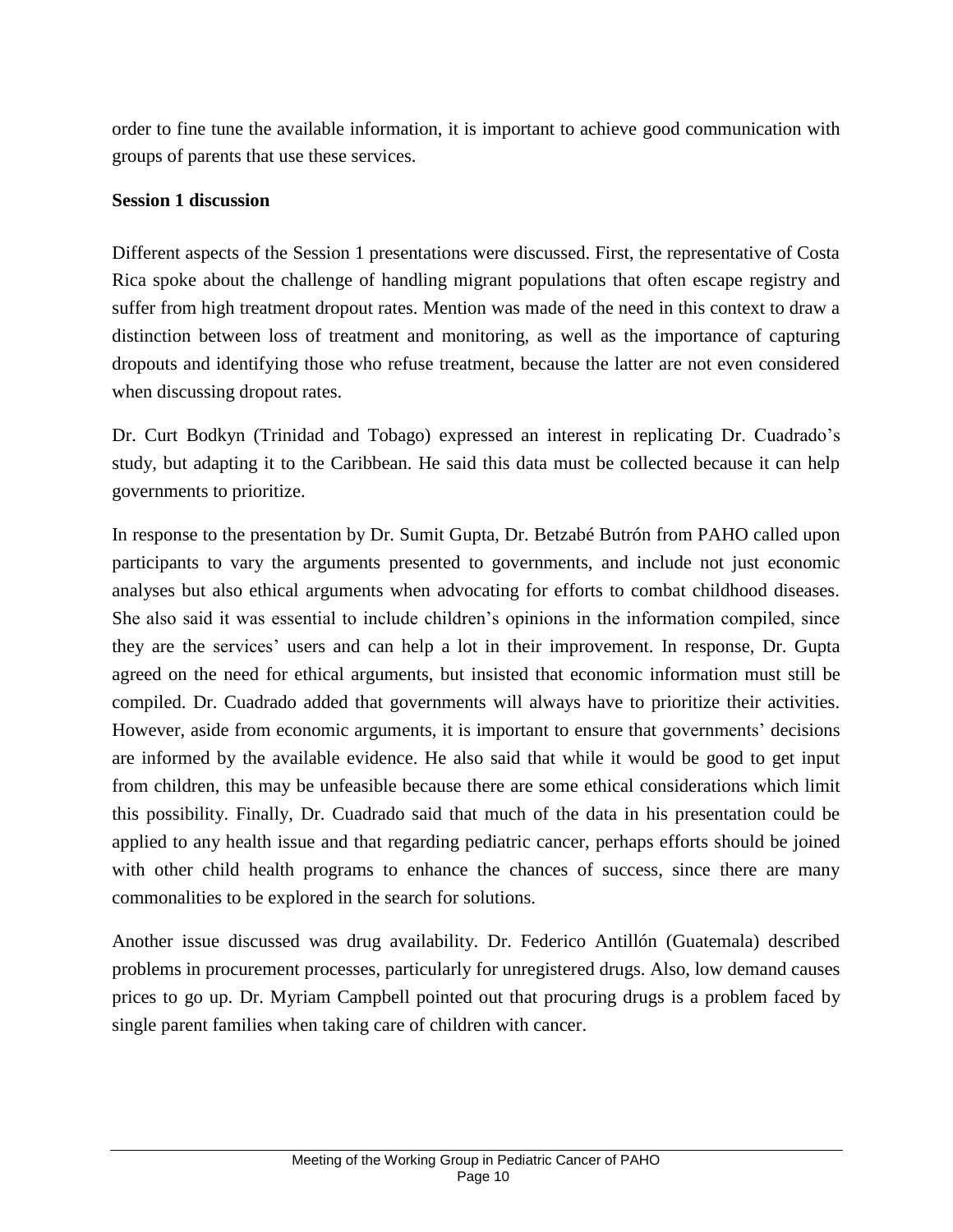order to fine tune the available information, it is important to achieve good communication with groups of parents that use these services.

**Session 1 discussion**

Different aspects of the Session 1 presentations were discussed. First, the representative of Costa Rica spoke about the challenge of handling migrant populations that often escape registry and suffer from high treatment dropout rates. Mention was made of the need in this context to draw a distinction between loss of treatment and monitoring, as well as the importance of capturing dropouts and identifying those who refuse treatment, because the latter are not even considered when discussing dropout rates.

Dr. Curt Bodkyn (Trinidad and Tobago) expressed an interest in replicating Dr. Cuadrado's study, but adapting it to the Caribbean. He said this data must be collected because it can help governments to prioritize.

In response to the presentation by Dr. Sumit Gupta, Dr. Betzabé Butrón from PAHO called upon participants to vary the arguments presented to governments, and include not just economic analyses but also ethical arguments when advocating for efforts to combat childhood diseases. She also said it was essential to include children's opinions in the information compiled, since they are the services' users and can help a lot in their improvement. In response, Dr. Gupta agreed on the need for ethical arguments, but insisted that economic information must still be compiled. Dr. Cuadrado added that governments will always have to prioritize their activities. However, aside from economic arguments, it is important to ensure that governments' decisions are informed by the available evidence. He also said that while it would be good to get input from children, this may be unfeasible because there are some ethical considerations which limit this possibility. Finally, Dr. Cuadrado said that much of the data in his presentation could be applied to any health issue and that regarding pediatric cancer, perhaps efforts should be joined with other child health programs to enhance the chances of success, since there are many commonalities to be explored in the search for solutions.

Another issue discussed was drug availability. Dr. Federico Antillón (Guatemala) described problems in procurement processes, particularly for unregistered drugs. Also, low demand causes prices to go up. Dr. Myriam Campbell pointed out that procuring drugs is a problem faced by single parent families when taking care of children with cancer.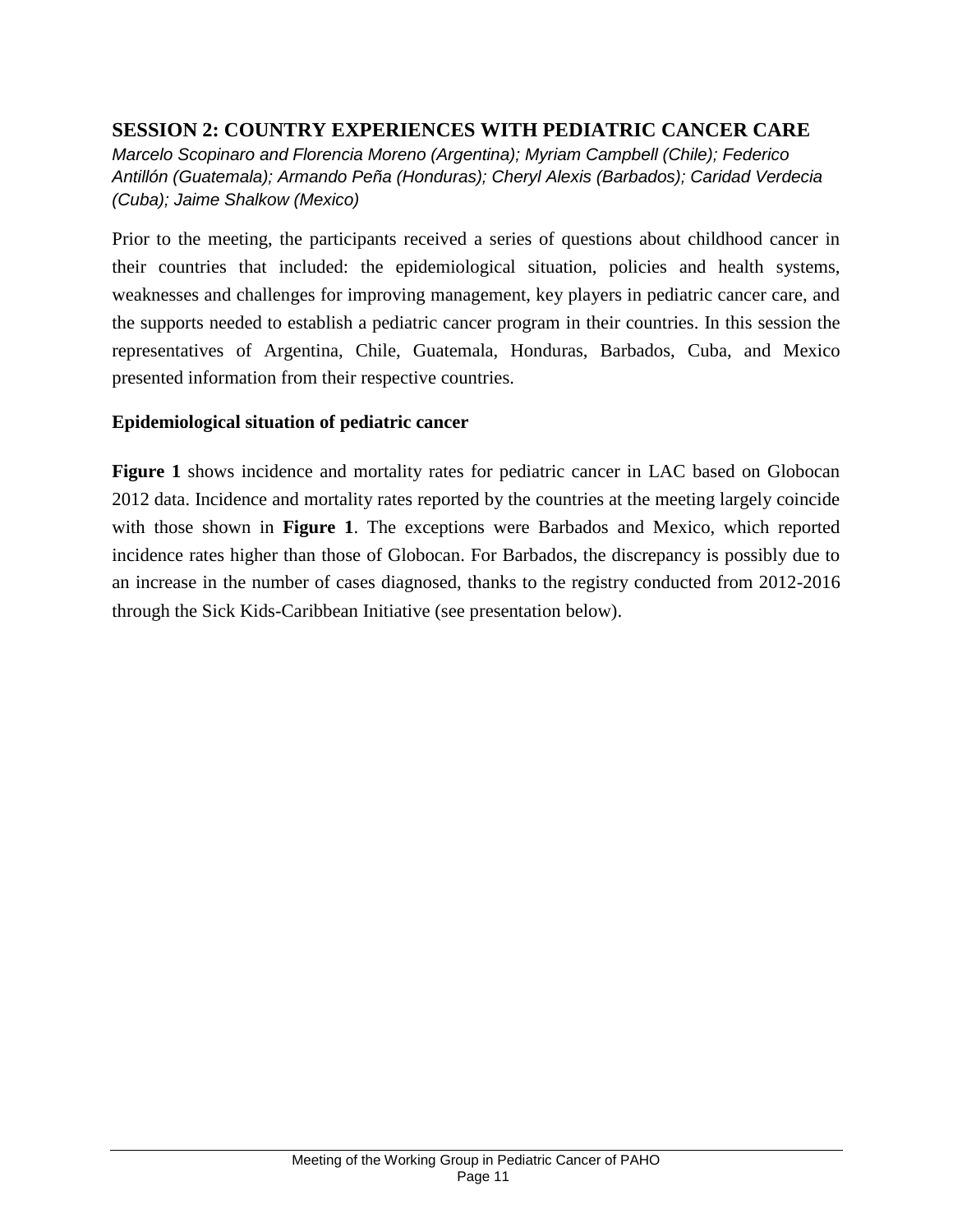## SESSION 2: COUNTRY EXPERIENCES WITH PEDIATRIC CANCER CARE

*Marcelo Scopinaro and Florencia Moreno (Argentina); Myriam Campbell (Chile); Federico Antillón (Guatemala); Armando Peña (Honduras); Cheryl Alexis (Barbados); Caridad Verdecia (Cuba); Jaime Shalkow (Mexico)*

Prior to the meeting, the participants received a series of questions about childhood cancer in their countries that included: the epidemiological situation, policies and health systems, weaknesses and challenges for improving management, key players in pediatric cancer care, and the supports needed to establish a pediatric cancer program in their countries. In this session the representatives of Argentina, Chile, Guatemala, Honduras, Barbados, Cuba, and Mexico presented information from their respective countries.

### Epidemiological situation of pediatric cancer

**Figure 1** shows incidence and mortality rates for pediatric cancer in LAC based on Globocan 2012 data. Incidence and mortality rates reported by the countries at the meeting largely coincide with those shown in **Figure 1**. The exceptions were Barbados and Mexico, which reported incidence rates higher than those of Globocan. For Barbados, the discrepancy is possibly due to an increase in the number of cases diagnosed, thanks to the registry conducted from 2012-2016 through the Sick Kids-Caribbean Initiative (see presentation below).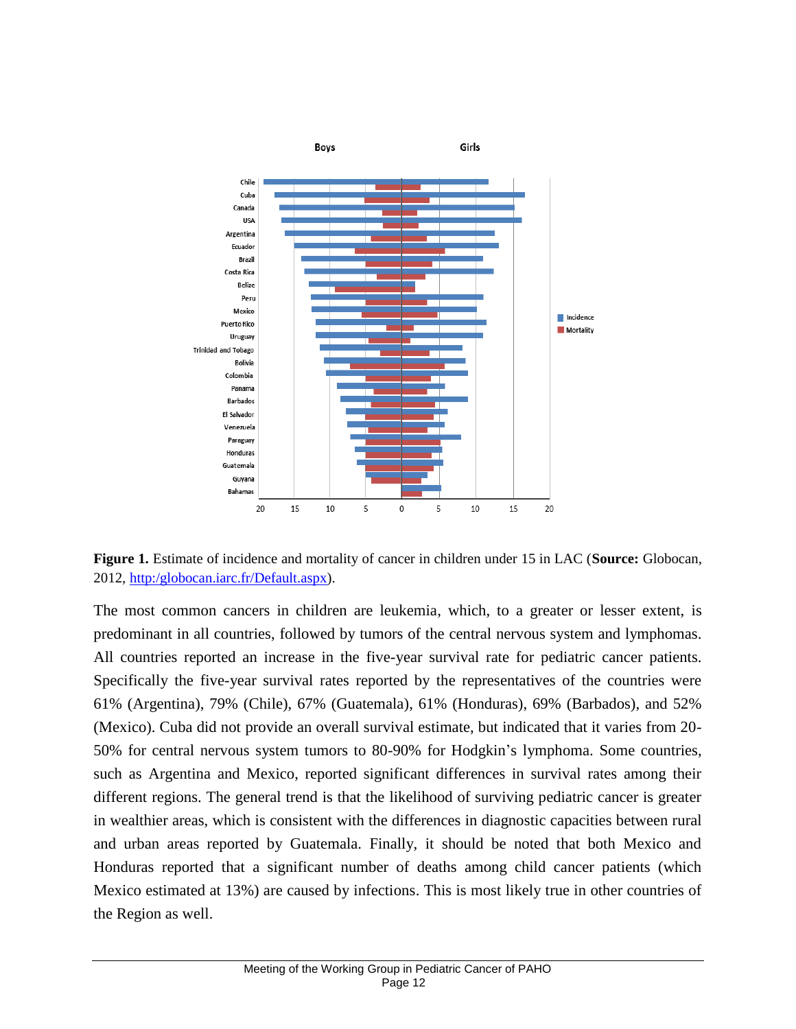**Figure 1.** Estimate of incidence and mortality of cancer in children under 15 in LAC (**Source:** Globocan, 2012, http:/globocan.iarc.fr/Default.aspx).

The most common cancers in children are leukemia, which, to a greater or lesser extent, is predominant in all countries, followed by tumors of the central nervous system and lymphomas. All countries reported an increase in the five-year survival rate for pediatric cancer patients. Specifically the five-year survival rates reported by the representatives of the countries were 61% (Argentina), 79% (Chile), 67% (Guatemala), 61% (Honduras), 69% (Barbados), and 52% (Mexico). Cuba did not provide an overall survival estimate, but indicated that it varies from 20-50% for central nervous system tumors to 80-90% for Hodgkin's lymphoma. Some countries, such as Argentina and Mexico, reported significant differences in survival rates among their different regions. The general trend is that the likelihood of surviving pediatric cancer is greater in wealthier areas, which is consistent with the differences in diagnostic capacities between rural and urban areas reported by Guatemala. Finally, it should be noted that both Mexico and Honduras reported that a significant number of deaths among child cancer patients (which Mexico estimated at 13%) are caused by infections. This is most likely true in other countries of the Region as well.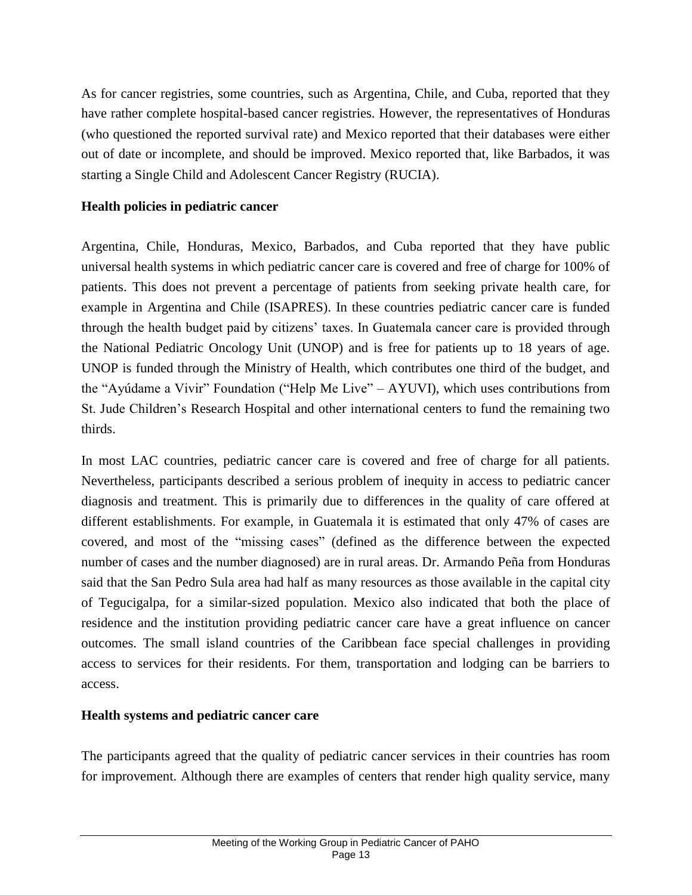As for cancer registries, some countries, such as Argentina, Chile, and Cuba, reported that they have rather complete hospital-based cancer registries. However, the representatives of Honduras (who questioned the reported survival rate) and Mexico reported that their databases were either out of date or incomplete, and should be improved. Mexico reported that, like Barbados, it was starting a Single Child and Adolescent Cancer Registry (RUCIA).

**Health policies in pediatric cancer**

Argentina, Chile, Honduras, Mexico, Barbados, and Cuba reported that they have public universal health systems in which pediatric cancer care is covered and free of charge for 100% of patients. This does not prevent a percentage of patients from seeking private health care, for example in Argentina and Chile (ISAPRES). In these countries pediatric cancer care is funded through the health budget paid by citizens' taxes. In Guatemala cancer care is provided through the National Pediatric Oncology Unit (UNOP) and is free for patients up to 18 years of age. UNOP is funded through the Ministry of Health, which contributes one third of the budget, and the "Ayúdame a Vivir" Foundation ("Help Me Live" – AYUVI), which uses contributions from St. Jude Children's Research Hospital and other international centers to fund the remaining two thirds.

In most LAC countries, pediatric cancer care is covered and free of charge for all patients. Nevertheless, participants described a serious problem of inequity in access to pediatric cancer diagnosis and treatment. This is primarily due to differences in the quality of care offered at different establishments. For example, in Guatemala it is estimated that only 47% of cases are covered, and most of the "missing cases" (defined as the difference between the expected number of cases and the number diagnosed) are in rural areas. Dr. Armando Peña from Honduras said that the San Pedro Sula area had half as many resources as those available in the capital city of Tegucigalpa, for a similar-sized population. Mexico also indicated that both the place of residence and the institution providing pediatric cancer care have a great influence on cancer outcomes. The small island countries of the Caribbean face special challenges in providing access to services for their residents. For them, transportation and lodging can be barriers to access.

**Health systems and pediatric cancer care**

The participants agreed that the quality of pediatric cancer services in their countries has room for improvement. Although there are examples of centers that render high quality service, many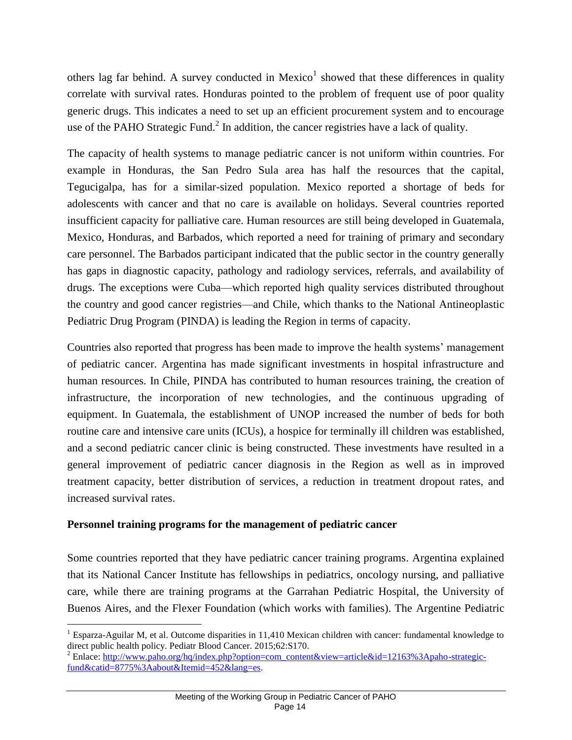others lag far behind. A survey conducted in Mexico[1] showed that these differences in quality correlate with survival rates. Honduras pointed to the problem of frequent use of poor quality generic drugs. This indicates a need to set up an efficient procurement system and to encourage use of the PAHO Strategic Fund.[2] In addition, the cancer registries have a lack of quality.

The capacity of health systems to manage pediatric cancer is not uniform within countries. For example in Honduras, the San Pedro Sula area has half the resources that the capital, Tegucigalpa, has for a similar-sized population. Mexico reported a shortage of beds for adolescents with cancer and that no care is available on holidays. Several countries reported insufficient capacity for palliative care. Human resources are still being developed in Guatemala, Mexico, Honduras, and Barbados, which reported a need for training of primary and secondary care personnel. The Barbados participant indicated that the public sector in the country generally has gaps in diagnostic capacity, pathology and radiology services, referrals, and availability of drugs. The exceptions were Cuba—which reported high quality services distributed throughout the country and good cancer registries—and Chile, which thanks to the National Antineoplastic Pediatric Drug Program (PINDA) is leading the Region in terms of capacity.

Countries also reported that progress has been made to improve the health systems' management of pediatric cancer. Argentina has made significant investments in hospital infrastructure and human resources. In Chile, PINDA has contributed to human resources training, the creation of infrastructure, the incorporation of new technologies, and the continuous upgrading of equipment. In Guatemala, the establishment of UNOP increased the number of beds for both routine care and intensive care units (ICUs), a hospice for terminally ill children was established, and a second pediatric cancer clinic is being constructed. These investments have resulted in a general improvement of pediatric cancer diagnosis in the Region as well as in improved treatment capacity, better distribution of services, a reduction in treatment dropout rates, and increased survival rates.

**Personnel training programs for the management of pediatric cancer**

Some countries reported that they have pediatric cancer training programs. Argentina explained that its National Cancer Institute has fellowships in pediatrics, oncology nursing, and palliative care, while there are training programs at the Garrahan Pediatric Hospital, the University of Buenos Aires, and the Flexer Foundation (which works with families). The Argentine Pediatric

---

[1] Esparza-Aguilar M, et al. Outcome disparities in 11,410 Mexican children with cancer: fundamental knowledge to direct public health policy. Pediatr Blood Cancer. 2015;62:S170.

[2] Enlace: [http://www.paho.org/hq/index.php?option=com_content&view=article&id=12163%3Apaho-strategic-fund&catid=8775%3Aabout&Itemid=452&lang=es](http://www.paho.org/hq/index.php?option=com_content&view=article&id=12163%3Apaho-strategic-fund&catid=8775%3Aabout&Itemid=452&lang=es).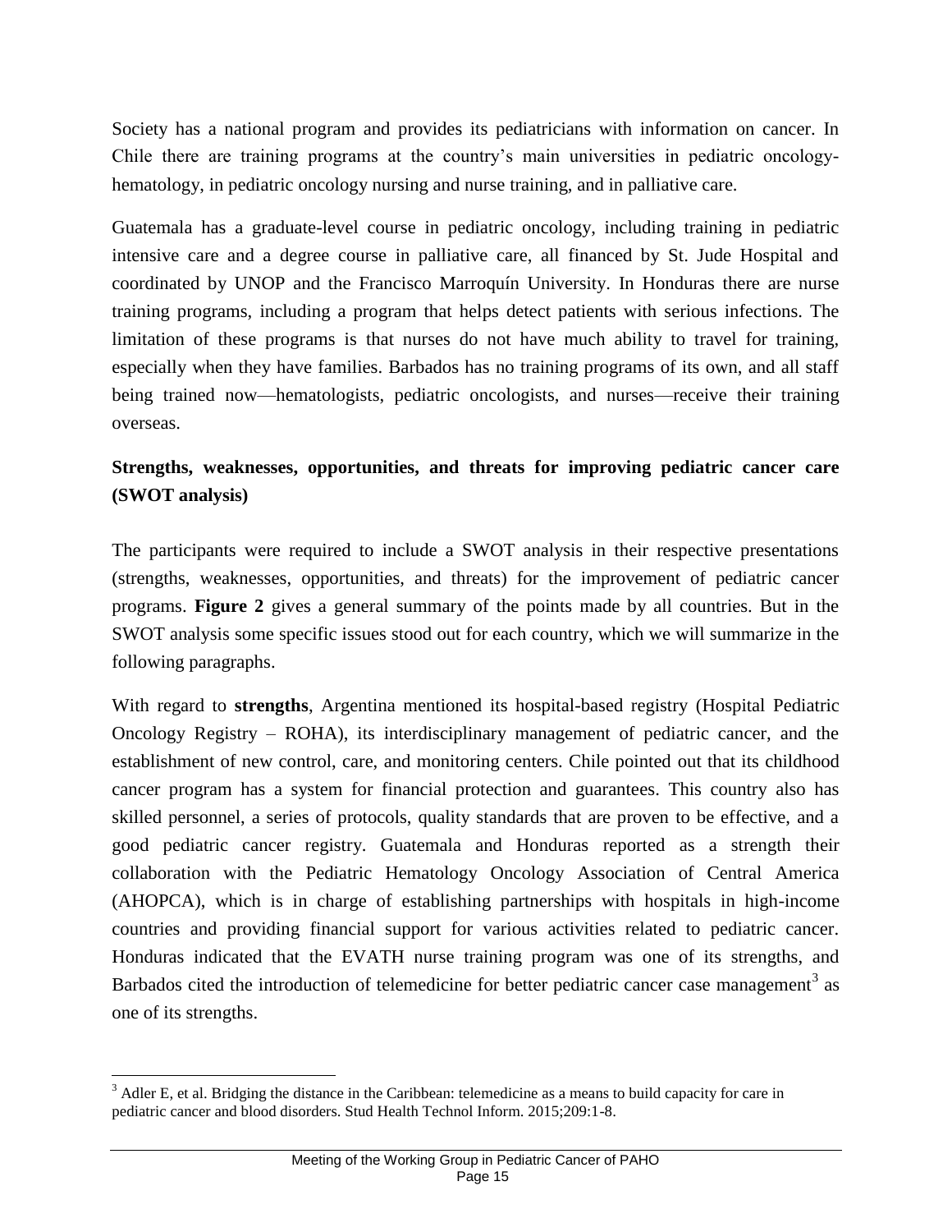Society has a national program and provides its pediatricians with information on cancer. In Chile there are training programs at the country's main universities in pediatric oncology-hematology, in pediatric oncology nursing and nurse training, and in palliative care.

Guatemala has a graduate-level course in pediatric oncology, including training in pediatric intensive care and a degree course in palliative care, all financed by St. Jude Hospital and coordinated by UNOP and the Francisco Marroquín University. In Honduras there are nurse training programs, including a program that helps detect patients with serious infections. The limitation of these programs is that nurses do not have much ability to travel for training, especially when they have families. Barbados has no training programs of its own, and all staff being trained now—hematologists, pediatric oncologists, and nurses—receive their training overseas.

### Strengths, weaknesses, opportunities, and threats for improving pediatric cancer care (SWOT analysis)

The participants were required to include a SWOT analysis in their respective presentations (strengths, weaknesses, opportunities, and threats) for the improvement of pediatric cancer programs. **Figure 2** gives a general summary of the points made by all countries. But in the SWOT analysis some specific issues stood out for each country, which we will summarize in the following paragraphs.

With regard to **strengths**, Argentina mentioned its hospital-based registry (Hospital Pediatric Oncology Registry – ROHA), its interdisciplinary management of pediatric cancer, and the establishment of new control, care, and monitoring centers. Chile pointed out that its childhood cancer program has a system for financial protection and guarantees. This country also has skilled personnel, a series of protocols, quality standards that are proven to be effective, and a good pediatric cancer registry. Guatemala and Honduras reported as a strength their collaboration with the Pediatric Hematology Oncology Association of Central America (AHOPCA), which is in charge of establishing partnerships with hospitals in high-income countries and providing financial support for various activities related to pediatric cancer. Honduras indicated that the EVATH nurse training program was one of its strengths, and Barbados cited the introduction of telemedicine for better pediatric cancer case management[3] as one of its strengths.

---

[3] Adler E, et al. Bridging the distance in the Caribbean: telemedicine as a means to build capacity for care in pediatric cancer and blood disorders. Stud Health Technol Inform. 2015;209:1-8.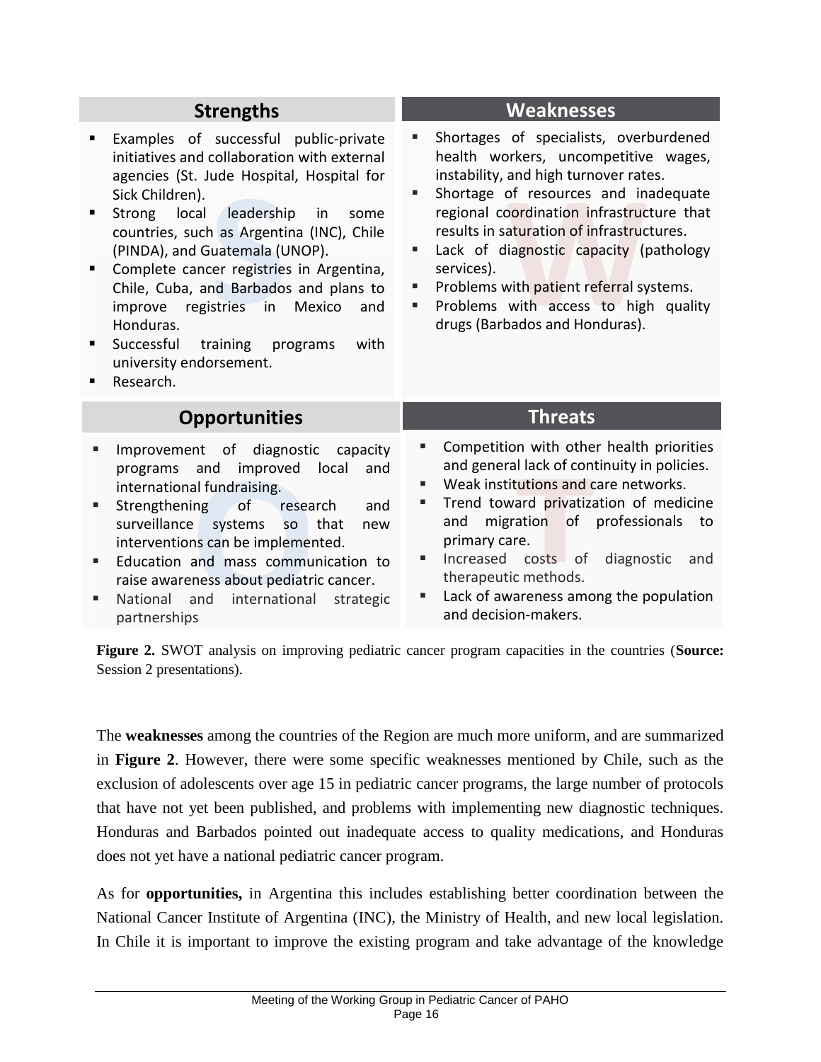| Strengths | Weaknesses |
| --- | --- |
| ▪ Examples of successful public-private initiatives and collaboration with external agencies (St. Jude Hospital, Hospital for Sick Children).<br>▪ Strong local leadership in some countries, such as Argentina (INC), Chile (PINDA), and Guatemala (UNOP).<br>▪ Complete cancer registries in Argentina, Chile, Cuba, and Barbados and plans to improve registries in Mexico and Honduras.<br>▪ Successful training programs with university endorsement.<br>▪ Research. | ▪ Shortages of specialists, overburdened health workers, uncompetitive wages, instability, and high turnover rates.<br>▪ Shortage of resources and inadequate regional coordination infrastructure that results in saturation of infrastructures.<br>▪ Lack of diagnostic capacity (pathology services).<br>▪ Problems with patient referral systems.<br>▪ Problems with access to high quality drugs (Barbados and Honduras). |
| **Opportunities** | **Threats** |
| ▪ Improvement of diagnostic capacity programs and improved local and international fundraising.<br>▪ Strengthening of research and surveillance systems so that new interventions can be implemented.<br>▪ Education and mass communication to raise awareness about pediatric cancer.<br>▪ National and international strategic partnerships | ▪ Competition with other health priorities and general lack of continuity in policies.<br>▪ Weak institutions and care networks.<br>▪ Trend toward privatization of medicine and migration of professionals to primary care.<br>▪ Increased costs of diagnostic and therapeutic methods.<br>▪ Lack of awareness among the population and decision-makers. |

**Figure 2.** SWOT analysis on improving pediatric cancer program capacities in the countries (**Source:** Session 2 presentations).

The **weaknesses** among the countries of the Region are much more uniform, and are summarized in **Figure 2**. However, there were some specific weaknesses mentioned by Chile, such as the exclusion of adolescents over age 15 in pediatric cancer programs, the large number of protocols that have not yet been published, and problems with implementing new diagnostic techniques. Honduras and Barbados pointed out inadequate access to quality medications, and Honduras does not yet have a national pediatric cancer program.

As for **opportunities,** in Argentina this includes establishing better coordination between the National Cancer Institute of Argentina (INC), the Ministry of Health, and new local legislation. In Chile it is important to improve the existing program and take advantage of the knowledge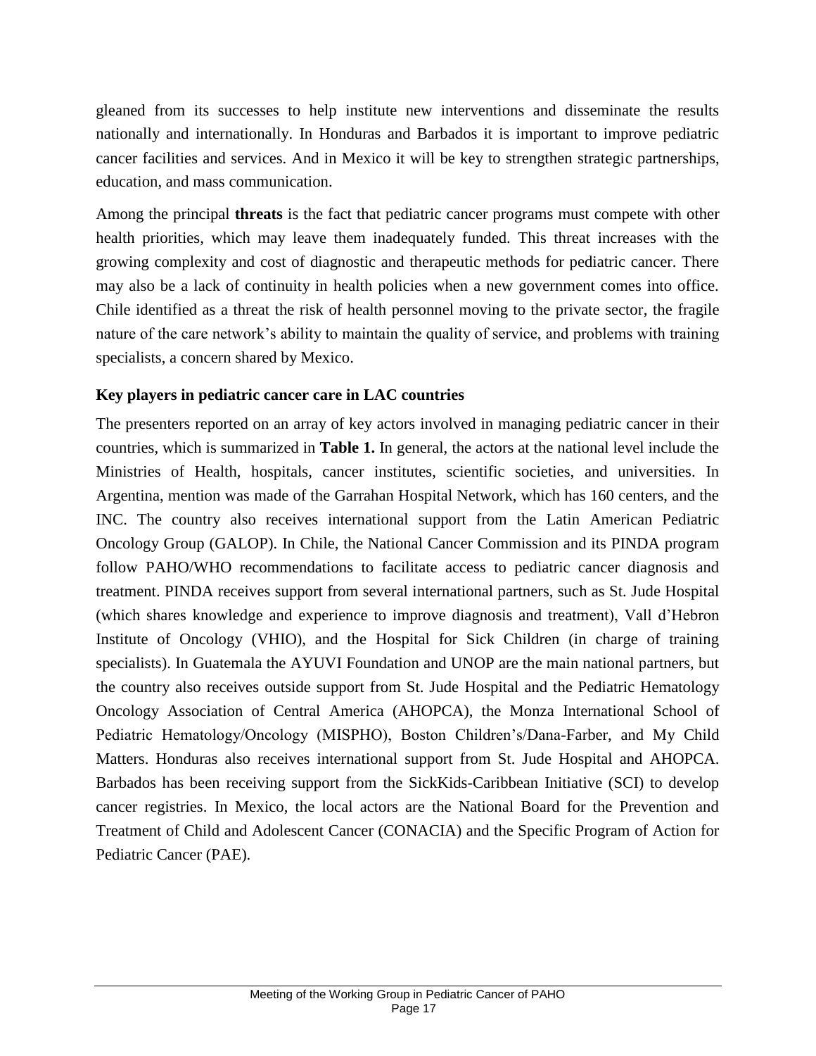gleaned from its successes to help institute new interventions and disseminate the results nationally and internationally. In Honduras and Barbados it is important to improve pediatric cancer facilities and services. And in Mexico it will be key to strengthen strategic partnerships, education, and mass communication.

Among the principal **threats** is the fact that pediatric cancer programs must compete with other health priorities, which may leave them inadequately funded. This threat increases with the growing complexity and cost of diagnostic and therapeutic methods for pediatric cancer. There may also be a lack of continuity in health policies when a new government comes into office. Chile identified as a threat the risk of health personnel moving to the private sector, the fragile nature of the care network's ability to maintain the quality of service, and problems with training specialists, a concern shared by Mexico.

### Key players in pediatric cancer care in LAC countries

The presenters reported on an array of key actors involved in managing pediatric cancer in their countries, which is summarized in **Table 1.** In general, the actors at the national level include the Ministries of Health, hospitals, cancer institutes, scientific societies, and universities. In Argentina, mention was made of the Garrahan Hospital Network, which has 160 centers, and the INC. The country also receives international support from the Latin American Pediatric Oncology Group (GALOP). In Chile, the National Cancer Commission and its PINDA program follow PAHO/WHO recommendations to facilitate access to pediatric cancer diagnosis and treatment. PINDA receives support from several international partners, such as St. Jude Hospital (which shares knowledge and experience to improve diagnosis and treatment), Vall d'Hebron Institute of Oncology (VHIO), and the Hospital for Sick Children (in charge of training specialists). In Guatemala the AYUVI Foundation and UNOP are the main national partners, but the country also receives outside support from St. Jude Hospital and the Pediatric Hematology Oncology Association of Central America (AHOPCA), the Monza International School of Pediatric Hematology/Oncology (MISPHO), Boston Children's/Dana-Farber, and My Child Matters. Honduras also receives international support from St. Jude Hospital and AHOPCA. Barbados has been receiving support from the SickKids-Caribbean Initiative (SCI) to develop cancer registries. In Mexico, the local actors are the National Board for the Prevention and Treatment of Child and Adolescent Cancer (CONACIA) and the Specific Program of Action for Pediatric Cancer (PAE).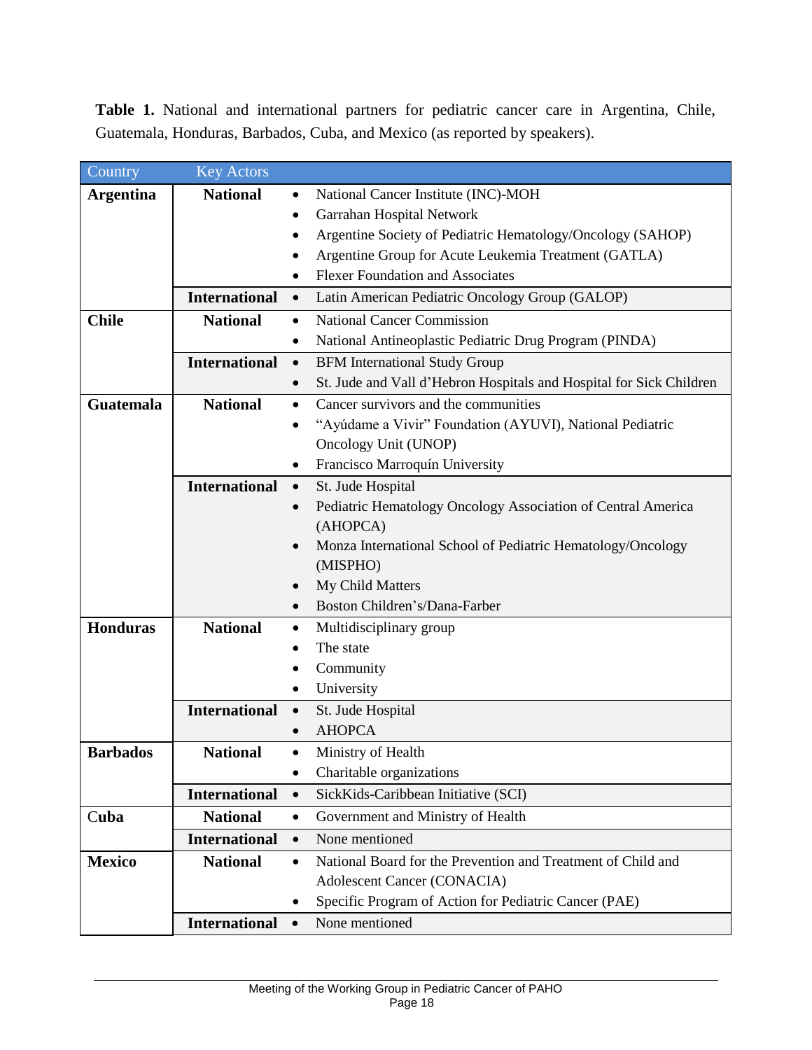**Table 1.** National and international partners for pediatric cancer care in Argentina, Chile, Guatemala, Honduras, Barbados, Cuba, and Mexico (as reported by speakers).

| Country | Key Actors | |
|---|---|---|
| **Argentina** | **National** | • National Cancer Institute (INC)-MOH<br>• Garrahan Hospital Network<br>• Argentine Society of Pediatric Hematology/Oncology (SAHOP)<br>• Argentine Group for Acute Leukemia Treatment (GATLA)<br>• Flexer Foundation and Associates |
| | **International** | • Latin American Pediatric Oncology Group (GALOP) |
| **Chile** | **National** | • National Cancer Commission<br>• National Antineoplastic Pediatric Drug Program (PINDA) |
| | **International** | • BFM International Study Group<br>• St. Jude and Vall d'Hebron Hospitals and Hospital for Sick Children |
| **Guatemala** | **National** | • Cancer survivors and the communities<br>• "Ayúdame a Vivir" Foundation (AYUVI), National Pediatric Oncology Unit (UNOP)<br>• Francisco Marroquín University |
| | **International** | • St. Jude Hospital<br>• Pediatric Hematology Oncology Association of Central America (AHOPCA)<br>• Monza International School of Pediatric Hematology/Oncology (MISPHO)<br>• My Child Matters<br>• Boston Children's/Dana-Farber |
| **Honduras** | **National** | • Multidisciplinary group<br>• The state<br>• Community<br>• University |
| | **International** | • St. Jude Hospital<br>• AHOPCA |
| **Barbados** | **National** | • Ministry of Health<br>• Charitable organizations |
| | **International** | • SickKids-Caribbean Initiative (SCI) |
| **Cuba** | **National** | • Government and Ministry of Health |
| | **International** | • None mentioned |
| **Mexico** | **National** | • National Board for the Prevention and Treatment of Child and Adolescent Cancer (CONACIA)<br>• Specific Program of Action for Pediatric Cancer (PAE) |
| | **International** | • None mentioned |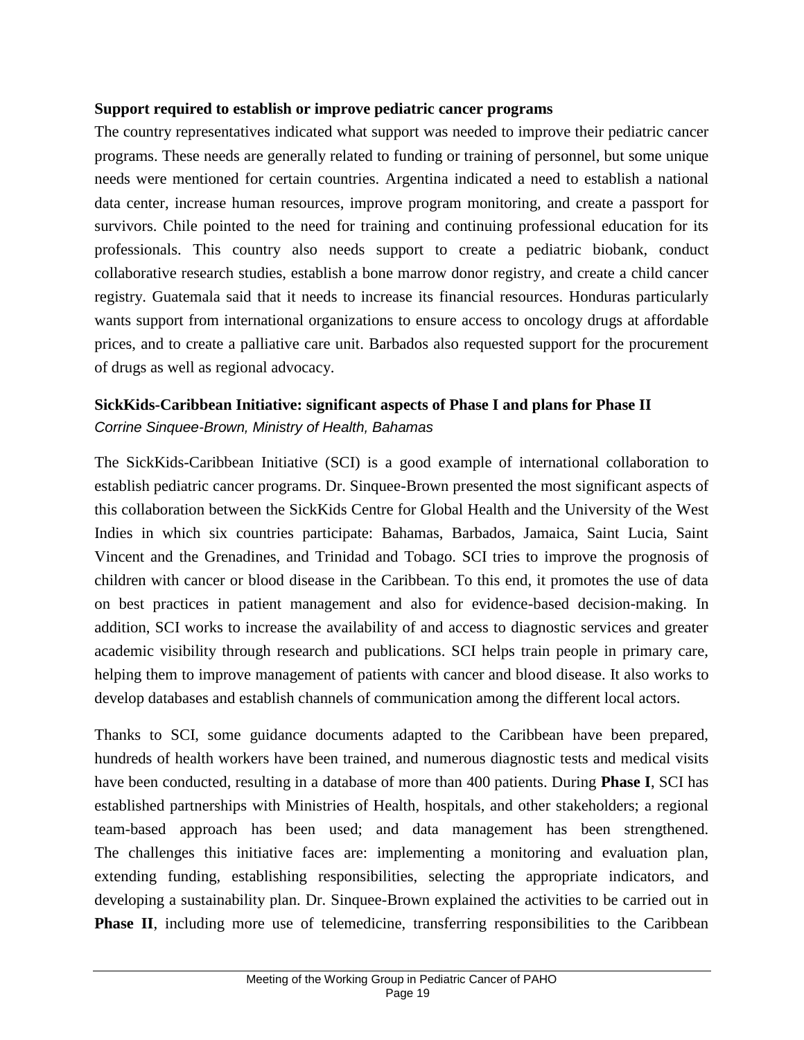**Support required to establish or improve pediatric cancer programs**

The country representatives indicated what support was needed to improve their pediatric cancer programs. These needs are generally related to funding or training of personnel, but some unique needs were mentioned for certain countries. Argentina indicated a need to establish a national data center, increase human resources, improve program monitoring, and create a passport for survivors. Chile pointed to the need for training and continuing professional education for its professionals. This country also needs support to create a pediatric biobank, conduct collaborative research studies, establish a bone marrow donor registry, and create a child cancer registry. Guatemala said that it needs to increase its financial resources. Honduras particularly wants support from international organizations to ensure access to oncology drugs at affordable prices, and to create a palliative care unit. Barbados also requested support for the procurement of drugs as well as regional advocacy.

**SickKids-Caribbean Initiative: significant aspects of Phase I and plans for Phase II**

*Corrine Sinquee-Brown, Ministry of Health, Bahamas*

The SickKids-Caribbean Initiative (SCI) is a good example of international collaboration to establish pediatric cancer programs. Dr. Sinquee-Brown presented the most significant aspects of this collaboration between the SickKids Centre for Global Health and the University of the West Indies in which six countries participate: Bahamas, Barbados, Jamaica, Saint Lucia, Saint Vincent and the Grenadines, and Trinidad and Tobago. SCI tries to improve the prognosis of children with cancer or blood disease in the Caribbean. To this end, it promotes the use of data on best practices in patient management and also for evidence-based decision-making. In addition, SCI works to increase the availability of and access to diagnostic services and greater academic visibility through research and publications. SCI helps train people in primary care, helping them to improve management of patients with cancer and blood disease. It also works to develop databases and establish channels of communication among the different local actors.

Thanks to SCI, some guidance documents adapted to the Caribbean have been prepared, hundreds of health workers have been trained, and numerous diagnostic tests and medical visits have been conducted, resulting in a database of more than 400 patients. During **Phase I**, SCI has established partnerships with Ministries of Health, hospitals, and other stakeholders; a regional team-based approach has been used; and data management has been strengthened. The challenges this initiative faces are: implementing a monitoring and evaluation plan, extending funding, establishing responsibilities, selecting the appropriate indicators, and developing a sustainability plan. Dr. Sinquee-Brown explained the activities to be carried out in **Phase II**, including more use of telemedicine, transferring responsibilities to the Caribbean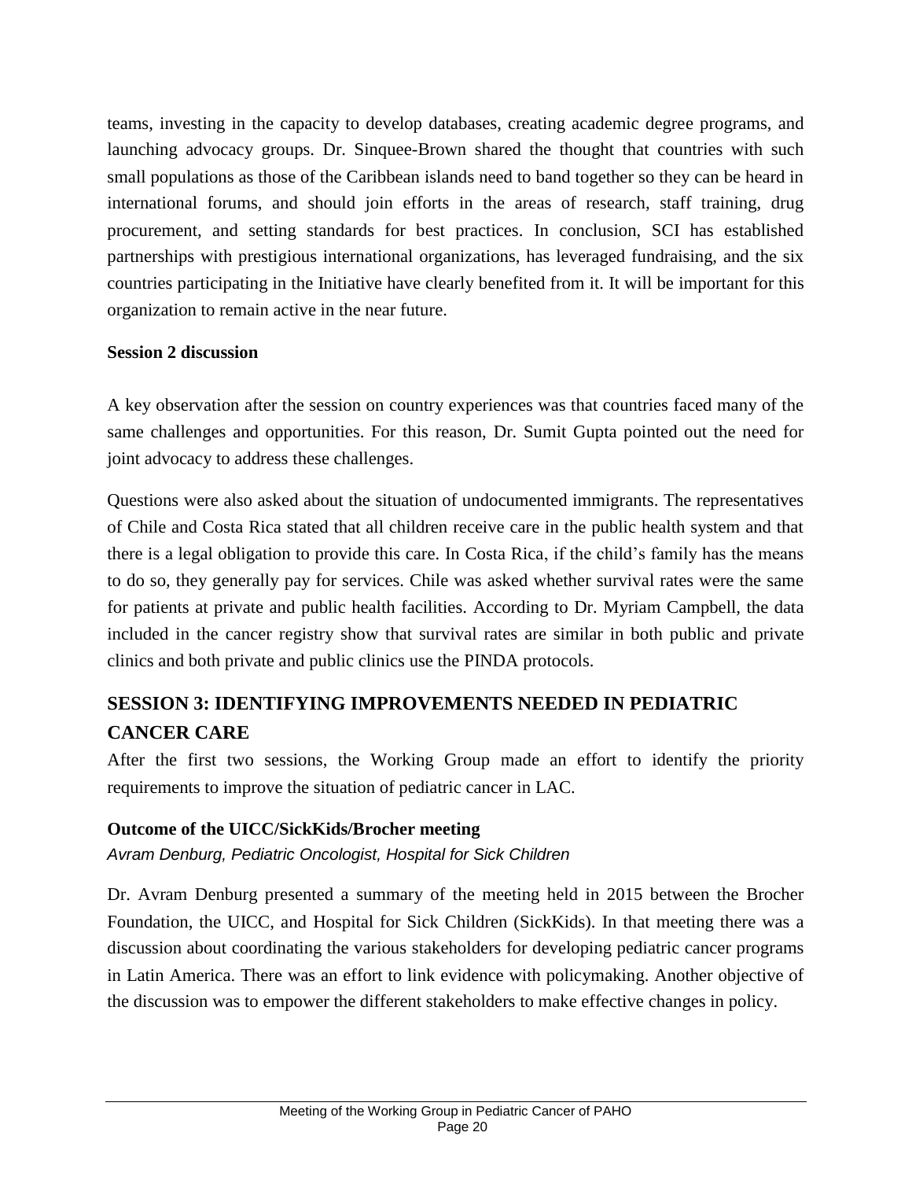teams, investing in the capacity to develop databases, creating academic degree programs, and launching advocacy groups. Dr. Sinquee-Brown shared the thought that countries with such small populations as those of the Caribbean islands need to band together so they can be heard in international forums, and should join efforts in the areas of research, staff training, drug procurement, and setting standards for best practices. In conclusion, SCI has established partnerships with prestigious international organizations, has leveraged fundraising, and the six countries participating in the Initiative have clearly benefited from it. It will be important for this organization to remain active in the near future.

**Session 2 discussion**

A key observation after the session on country experiences was that countries faced many of the same challenges and opportunities. For this reason, Dr. Sumit Gupta pointed out the need for joint advocacy to address these challenges.

Questions were also asked about the situation of undocumented immigrants. The representatives of Chile and Costa Rica stated that all children receive care in the public health system and that there is a legal obligation to provide this care. In Costa Rica, if the child's family has the means to do so, they generally pay for services. Chile was asked whether survival rates were the same for patients at private and public health facilities. According to Dr. Myriam Campbell, the data included in the cancer registry show that survival rates are similar in both public and private clinics and both private and public clinics use the PINDA protocols.

## SESSION 3: IDENTIFYING IMPROVEMENTS NEEDED IN PEDIATRIC CANCER CARE

After the first two sessions, the Working Group made an effort to identify the priority requirements to improve the situation of pediatric cancer in LAC.

### Outcome of the UICC/SickKids/Brocher meeting

*Avram Denburg, Pediatric Oncologist, Hospital for Sick Children*

Dr. Avram Denburg presented a summary of the meeting held in 2015 between the Brocher Foundation, the UICC, and Hospital for Sick Children (SickKids). In that meeting there was a discussion about coordinating the various stakeholders for developing pediatric cancer programs in Latin America. There was an effort to link evidence with policymaking. Another objective of the discussion was to empower the different stakeholders to make effective changes in policy.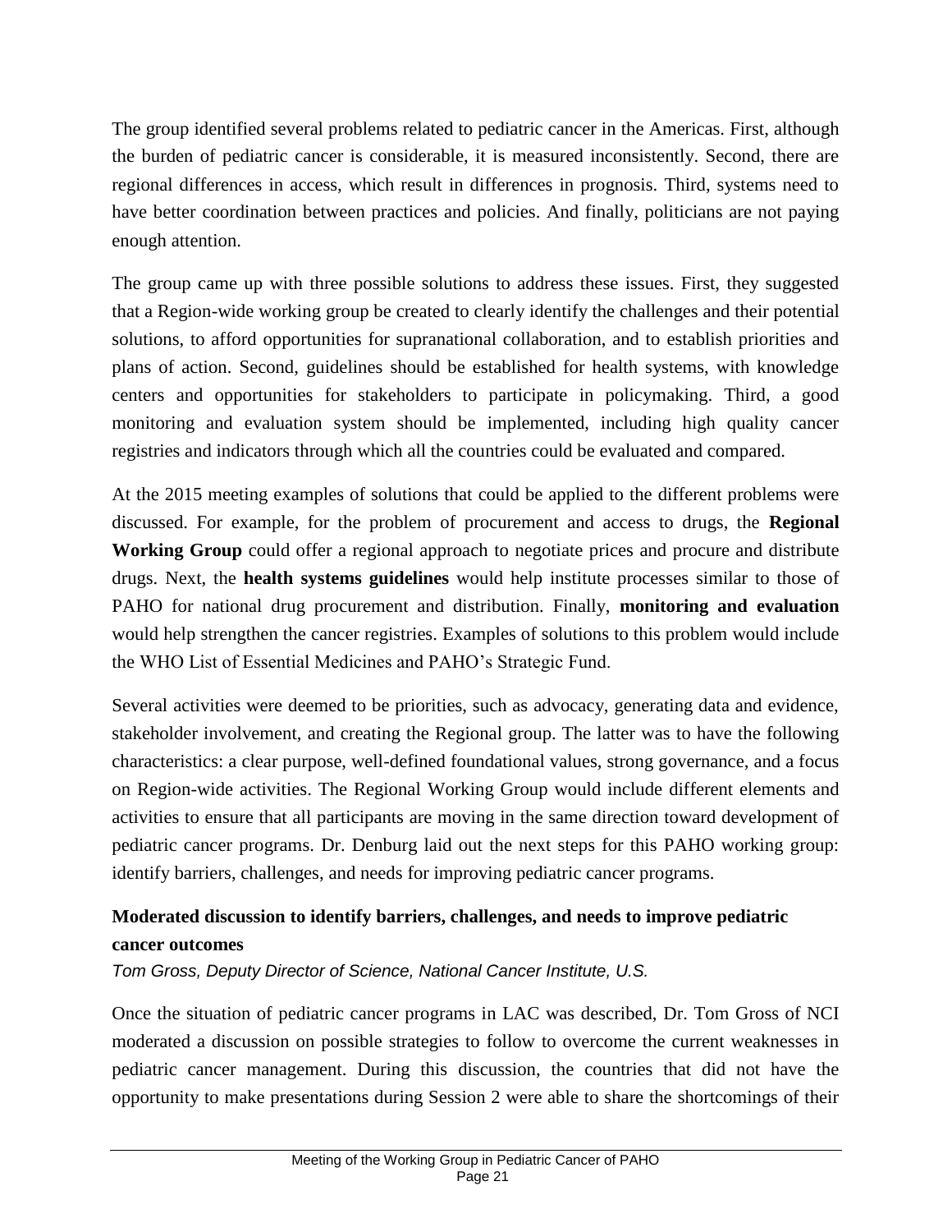The group identified several problems related to pediatric cancer in the Americas. First, although the burden of pediatric cancer is considerable, it is measured inconsistently. Second, there are regional differences in access, which result in differences in prognosis. Third, systems need to have better coordination between practices and policies. And finally, politicians are not paying enough attention.

The group came up with three possible solutions to address these issues. First, they suggested that a Region-wide working group be created to clearly identify the challenges and their potential solutions, to afford opportunities for supranational collaboration, and to establish priorities and plans of action. Second, guidelines should be established for health systems, with knowledge centers and opportunities for stakeholders to participate in policymaking. Third, a good monitoring and evaluation system should be implemented, including high quality cancer registries and indicators through which all the countries could be evaluated and compared.

At the 2015 meeting examples of solutions that could be applied to the different problems were discussed. For example, for the problem of procurement and access to drugs, the **Regional Working Group** could offer a regional approach to negotiate prices and procure and distribute drugs. Next, the **health systems guidelines** would help institute processes similar to those of PAHO for national drug procurement and distribution. Finally, **monitoring and evaluation** would help strengthen the cancer registries. Examples of solutions to this problem would include the WHO List of Essential Medicines and PAHO's Strategic Fund.

Several activities were deemed to be priorities, such as advocacy, generating data and evidence, stakeholder involvement, and creating the Regional group. The latter was to have the following characteristics: a clear purpose, well-defined foundational values, strong governance, and a focus on Region-wide activities. The Regional Working Group would include different elements and activities to ensure that all participants are moving in the same direction toward development of pediatric cancer programs. Dr. Denburg laid out the next steps for this PAHO working group: identify barriers, challenges, and needs for improving pediatric cancer programs.

### Moderated discussion to identify barriers, challenges, and needs to improve pediatric cancer outcomes

*Tom Gross, Deputy Director of Science, National Cancer Institute, U.S.*

Once the situation of pediatric cancer programs in LAC was described, Dr. Tom Gross of NCI moderated a discussion on possible strategies to follow to overcome the current weaknesses in pediatric cancer management. During this discussion, the countries that did not have the opportunity to make presentations during Session 2 were able to share the shortcomings of their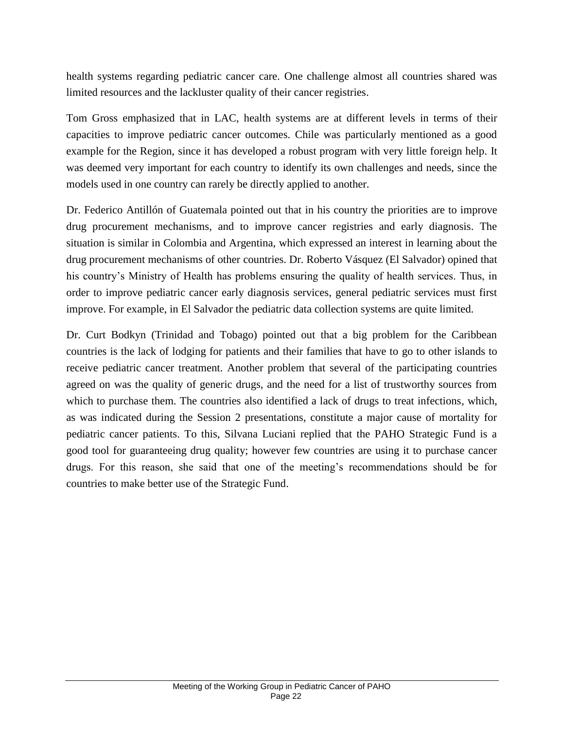health systems regarding pediatric cancer care. One challenge almost all countries shared was limited resources and the lackluster quality of their cancer registries.

Tom Gross emphasized that in LAC, health systems are at different levels in terms of their capacities to improve pediatric cancer outcomes. Chile was particularly mentioned as a good example for the Region, since it has developed a robust program with very little foreign help. It was deemed very important for each country to identify its own challenges and needs, since the models used in one country can rarely be directly applied to another.

Dr. Federico Antillón of Guatemala pointed out that in his country the priorities are to improve drug procurement mechanisms, and to improve cancer registries and early diagnosis. The situation is similar in Colombia and Argentina, which expressed an interest in learning about the drug procurement mechanisms of other countries. Dr. Roberto Vásquez (El Salvador) opined that his country's Ministry of Health has problems ensuring the quality of health services. Thus, in order to improve pediatric cancer early diagnosis services, general pediatric services must first improve. For example, in El Salvador the pediatric data collection systems are quite limited.

Dr. Curt Bodkyn (Trinidad and Tobago) pointed out that a big problem for the Caribbean countries is the lack of lodging for patients and their families that have to go to other islands to receive pediatric cancer treatment. Another problem that several of the participating countries agreed on was the quality of generic drugs, and the need for a list of trustworthy sources from which to purchase them. The countries also identified a lack of drugs to treat infections, which, as was indicated during the Session 2 presentations, constitute a major cause of mortality for pediatric cancer patients. To this, Silvana Luciani replied that the PAHO Strategic Fund is a good tool for guaranteeing drug quality; however few countries are using it to purchase cancer drugs. For this reason, she said that one of the meeting's recommendations should be for countries to make better use of the Strategic Fund.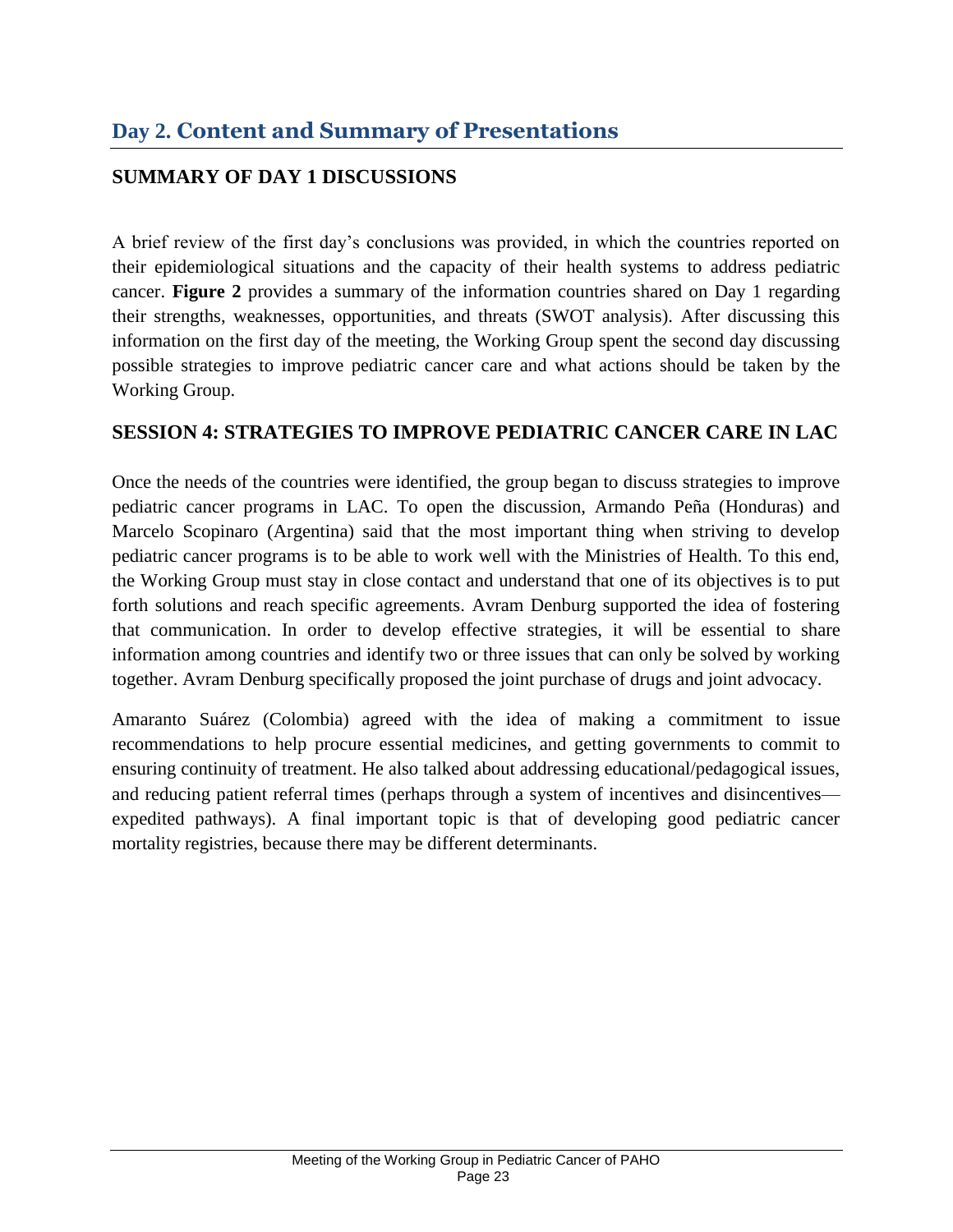# Day 2. Content and Summary of Presentations

## SUMMARY OF DAY 1 DISCUSSIONS

A brief review of the first day's conclusions was provided, in which the countries reported on their epidemiological situations and the capacity of their health systems to address pediatric cancer. **Figure 2** provides a summary of the information countries shared on Day 1 regarding their strengths, weaknesses, opportunities, and threats (SWOT analysis). After discussing this information on the first day of the meeting, the Working Group spent the second day discussing possible strategies to improve pediatric cancer care and what actions should be taken by the Working Group.

## SESSION 4: STRATEGIES TO IMPROVE PEDIATRIC CANCER CARE IN LAC

Once the needs of the countries were identified, the group began to discuss strategies to improve pediatric cancer programs in LAC. To open the discussion, Armando Peña (Honduras) and Marcelo Scopinaro (Argentina) said that the most important thing when striving to develop pediatric cancer programs is to be able to work well with the Ministries of Health. To this end, the Working Group must stay in close contact and understand that one of its objectives is to put forth solutions and reach specific agreements. Avram Denburg supported the idea of fostering that communication. In order to develop effective strategies, it will be essential to share information among countries and identify two or three issues that can only be solved by working together. Avram Denburg specifically proposed the joint purchase of drugs and joint advocacy.

Amaranto Suárez (Colombia) agreed with the idea of making a commitment to issue recommendations to help procure essential medicines, and getting governments to commit to ensuring continuity of treatment. He also talked about addressing educational/pedagogical issues, and reducing patient referral times (perhaps through a system of incentives and disincentives—expedited pathways). A final important topic is that of developing good pediatric cancer mortality registries, because there may be different determinants.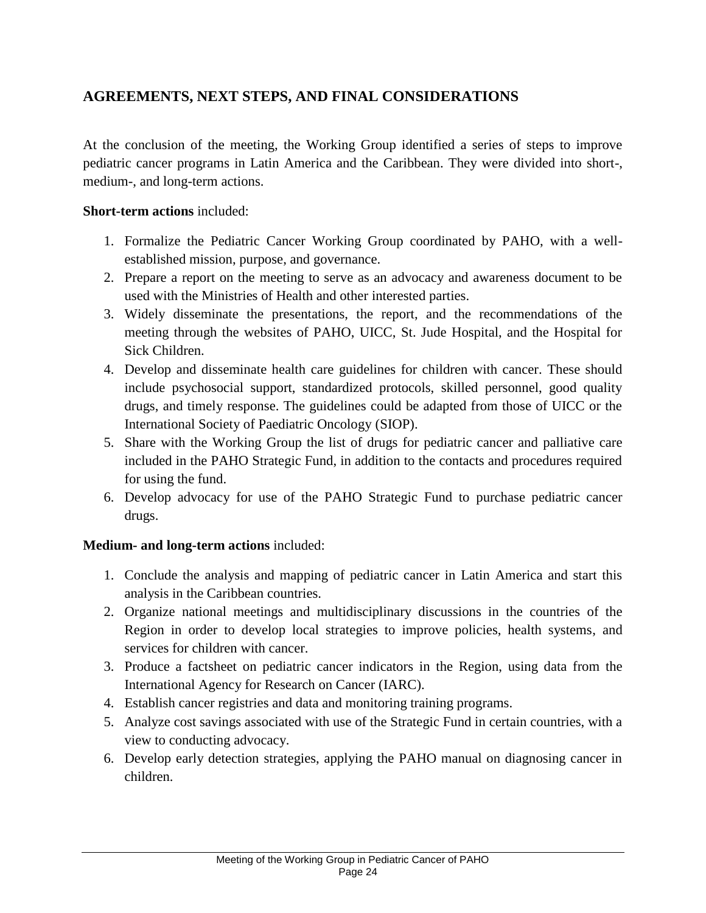## AGREEMENTS, NEXT STEPS, AND FINAL CONSIDERATIONS

At the conclusion of the meeting, the Working Group identified a series of steps to improve pediatric cancer programs in Latin America and the Caribbean. They were divided into short-, medium-, and long-term actions.

**Short-term actions** included:

1. Formalize the Pediatric Cancer Working Group coordinated by PAHO, with a well-established mission, purpose, and governance.
2. Prepare a report on the meeting to serve as an advocacy and awareness document to be used with the Ministries of Health and other interested parties.
3. Widely disseminate the presentations, the report, and the recommendations of the meeting through the websites of PAHO, UICC, St. Jude Hospital, and the Hospital for Sick Children.
4. Develop and disseminate health care guidelines for children with cancer. These should include psychosocial support, standardized protocols, skilled personnel, good quality drugs, and timely response. The guidelines could be adapted from those of UICC or the International Society of Paediatric Oncology (SIOP).
5. Share with the Working Group the list of drugs for pediatric cancer and palliative care included in the PAHO Strategic Fund, in addition to the contacts and procedures required for using the fund.
6. Develop advocacy for use of the PAHO Strategic Fund to purchase pediatric cancer drugs.

**Medium- and long-term actions** included:

1. Conclude the analysis and mapping of pediatric cancer in Latin America and start this analysis in the Caribbean countries.
2. Organize national meetings and multidisciplinary discussions in the countries of the Region in order to develop local strategies to improve policies, health systems, and services for children with cancer.
3. Produce a factsheet on pediatric cancer indicators in the Region, using data from the International Agency for Research on Cancer (IARC).
4. Establish cancer registries and data and monitoring training programs.
5. Analyze cost savings associated with use of the Strategic Fund in certain countries, with a view to conducting advocacy.
6. Develop early detection strategies, applying the PAHO manual on diagnosing cancer in children.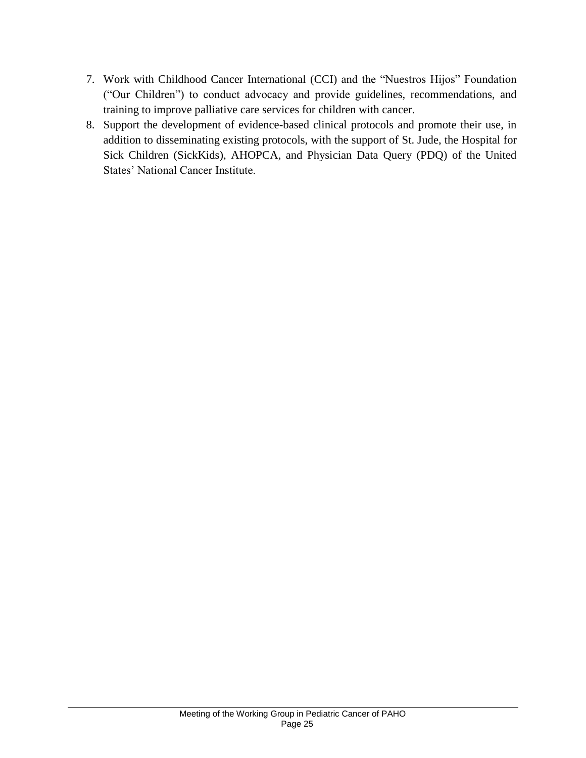7. Work with Childhood Cancer International (CCI) and the “Nuestros Hijos” Foundation (“Our Children”) to conduct advocacy and provide guidelines, recommendations, and training to improve palliative care services for children with cancer.
8. Support the development of evidence-based clinical protocols and promote their use, in addition to disseminating existing protocols, with the support of St. Jude, the Hospital for Sick Children (SickKids), AHOPCA, and Physician Data Query (PDQ) of the United States’ National Cancer Institute.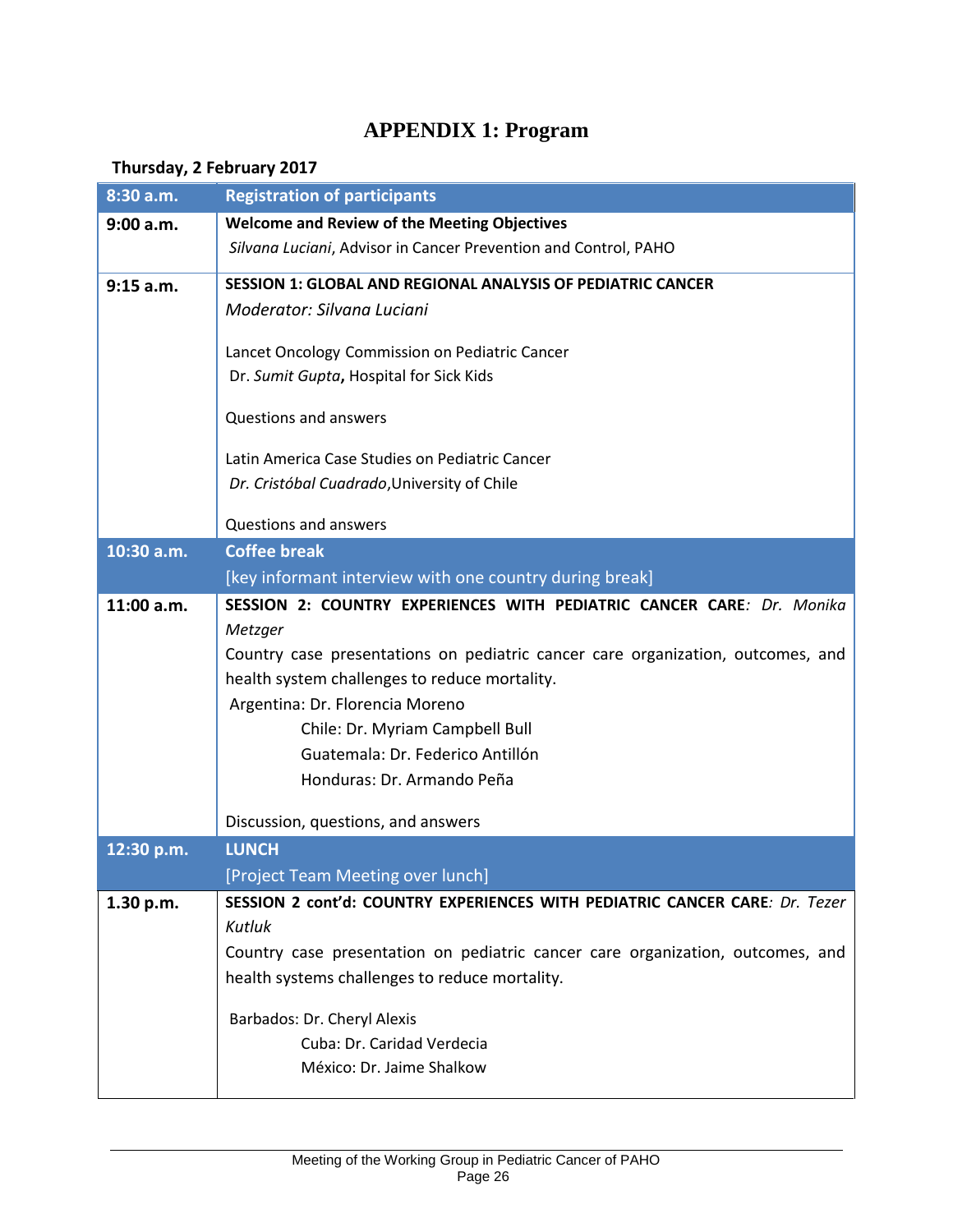# APPENDIX 1: Program

**Thursday, 2 February 2017**

| 8:30 a.m. | Registration of participants |
|---|---|
| **9:00 a.m.** | **Welcome and Review of the Meeting Objectives**<br>*Silvana Luciani*, Advisor in Cancer Prevention and Control, PAHO |
| **9:15 a.m.** | **SESSION 1: GLOBAL AND REGIONAL ANALYSIS OF PEDIATRIC CANCER**<br>*Moderator: Silvana Luciani*<br><br>Lancet Oncology Commission on Pediatric Cancer<br>Dr. *Sumit Gupta***,** Hospital for Sick Kids<br><br>Questions and answers<br><br>Latin America Case Studies on Pediatric Cancer<br>*Dr. Cristóbal Cuadrado*,University of Chile<br><br>Questions and answers |
| **10:30 a.m.** | **Coffee break**<br>[key informant interview with one country during break] |
| **11:00 a.m.** | **SESSION 2: COUNTRY EXPERIENCES WITH PEDIATRIC CANCER CARE***: Dr. Monika Metzger*<br>Country case presentations on pediatric cancer care organization, outcomes, and health system challenges to reduce mortality.<br>Argentina: Dr. Florencia Moreno<br>Chile: Dr. Myriam Campbell Bull<br>Guatemala: Dr. Federico Antillón<br>Honduras: Dr. Armando Peña<br><br>Discussion, questions, and answers |
| **12:30 p.m.** | **LUNCH**<br>[Project Team Meeting over lunch] |
| **1.30 p.m.** | **SESSION 2 cont'd: COUNTRY EXPERIENCES WITH PEDIATRIC CANCER CARE***: Dr. Tezer Kutluk*<br>Country case presentation on pediatric cancer care organization, outcomes, and health systems challenges to reduce mortality.<br><br>Barbados: Dr. Cheryl Alexis<br>Cuba: Dr. Caridad Verdecia<br>México: Dr. Jaime Shalkow |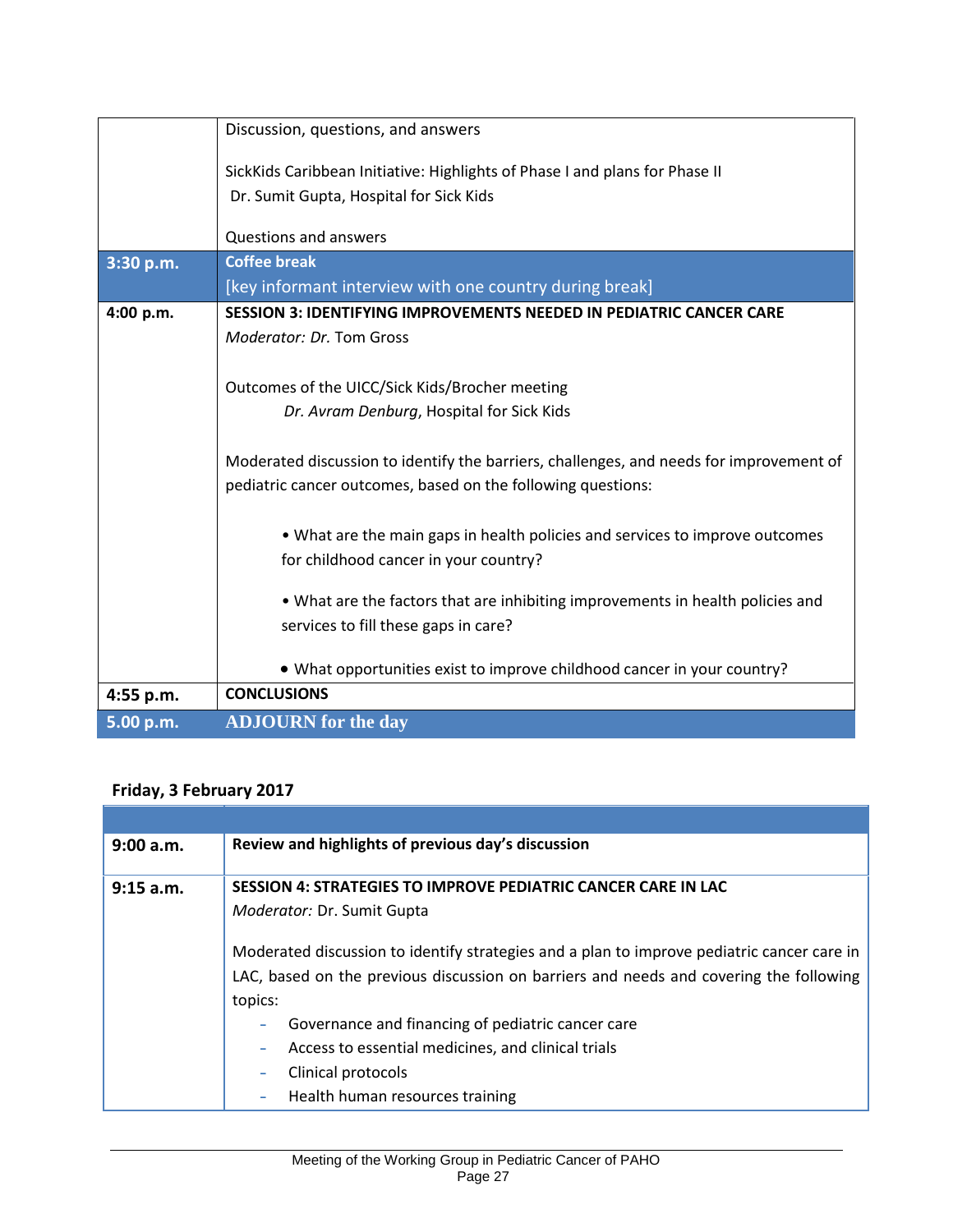| | |
|---|---|
| | Discussion, questions, and answers<br><br>SickKids Caribbean Initiative: Highlights of Phase I and plans for Phase II<br>Dr. Sumit Gupta, Hospital for Sick Kids<br><br>Questions and answers |
| **3:30 p.m.** | **Coffee break**<br>[key informant interview with one country during break] |
| **4:00 p.m.** | **SESSION 3: IDENTIFYING IMPROVEMENTS NEEDED IN PEDIATRIC CANCER CARE**<br>*Moderator: Dr.* Tom Gross<br><br>Outcomes of the UICC/Sick Kids/Brocher meeting<br>*Dr. Avram Denburg*, Hospital for Sick Kids<br><br>Moderated discussion to identify the barriers, challenges, and needs for improvement of pediatric cancer outcomes, based on the following questions:<br><br>• What are the main gaps in health policies and services to improve outcomes for childhood cancer in your country?<br><br>• What are the factors that are inhibiting improvements in health policies and services to fill these gaps in care?<br><br>• What opportunities exist to improve childhood cancer in your country? |
| **4:55 p.m.** | **CONCLUSIONS** |
| **5.00 p.m.** | **ADJOURN for the day** |

**Friday, 3 February 2017**

| | |
|---|---|
| **9:00 a.m.** | **Review and highlights of previous day's discussion** |
| **9:15 a.m.** | **SESSION 4: STRATEGIES TO IMPROVE PEDIATRIC CANCER CARE IN LAC**<br>*Moderator:* Dr. Sumit Gupta<br><br>Moderated discussion to identify strategies and a plan to improve pediatric cancer care in LAC, based on the previous discussion on barriers and needs and covering the following topics:<br>- Governance and financing of pediatric cancer care<br>- Access to essential medicines, and clinical trials<br>- Clinical protocols<br>- Health human resources training |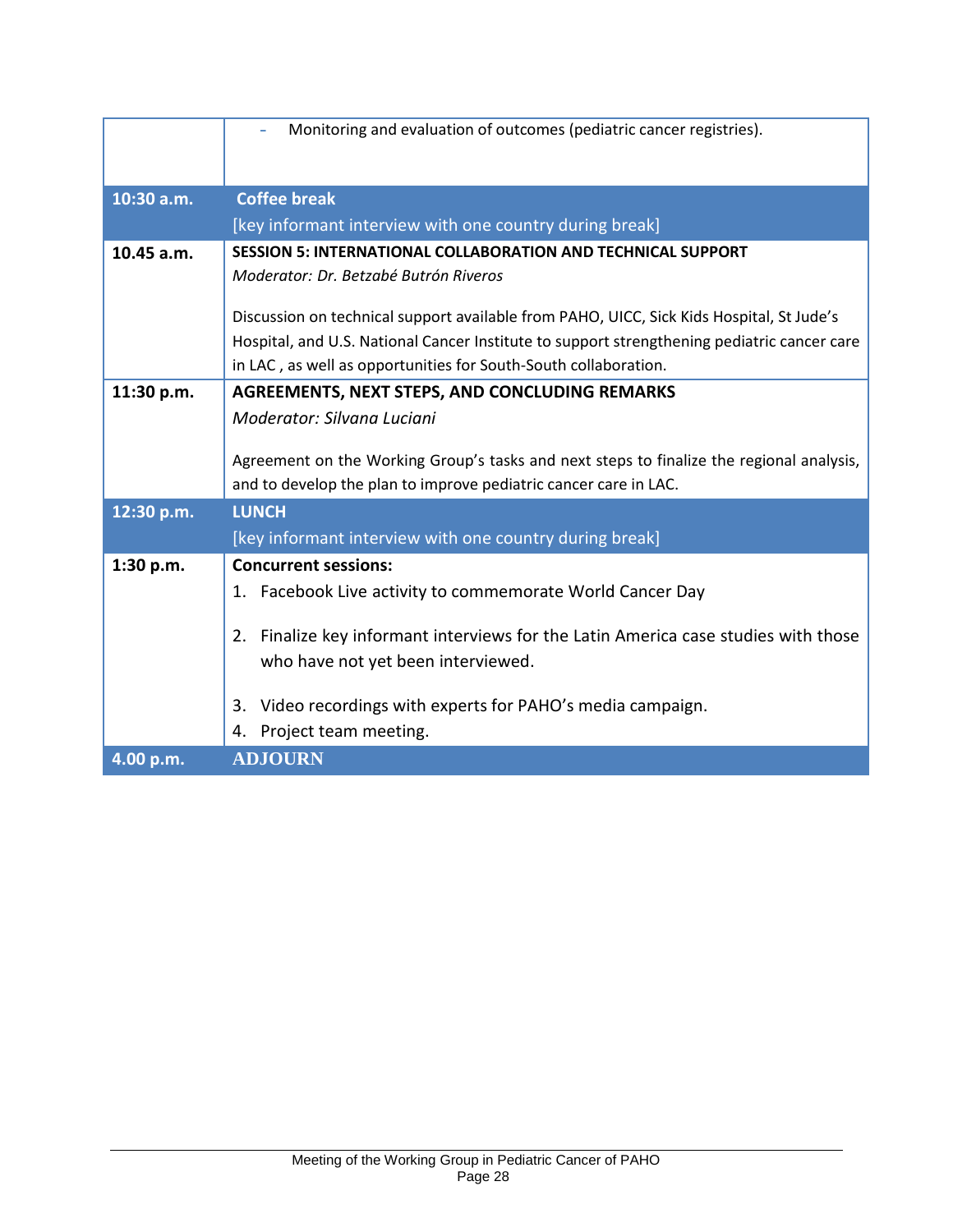| | |
|---|---|
| | - Monitoring and evaluation of outcomes (pediatric cancer registries). |
| **10:30 a.m.** | **Coffee break**<br>[key informant interview with one country during break] |
| **10.45 a.m.** | **SESSION 5: INTERNATIONAL COLLABORATION AND TECHNICAL SUPPORT**<br>*Moderator: Dr. Betzabé Butrón Riveros*<br><br>Discussion on technical support available from PAHO, UICC, Sick Kids Hospital, St Jude's Hospital, and U.S. National Cancer Institute to support strengthening pediatric cancer care in LAC , as well as opportunities for South-South collaboration. |
| **11:30 p.m.** | **AGREEMENTS, NEXT STEPS, AND CONCLUDING REMARKS**<br>*Moderator: Silvana Luciani*<br><br>Agreement on the Working Group's tasks and next steps to finalize the regional analysis, and to develop the plan to improve pediatric cancer care in LAC. |
| **12:30 p.m.** | **LUNCH**<br>[key informant interview with one country during break] |
| **1:30 p.m.** | **Concurrent sessions:**<br>1. Facebook Live activity to commemorate World Cancer Day<br><br>2. Finalize key informant interviews for the Latin America case studies with those who have not yet been interviewed.<br><br>3. Video recordings with experts for PAHO's media campaign.<br>4. Project team meeting. |
| **4.00 p.m.** | **ADJOURN** |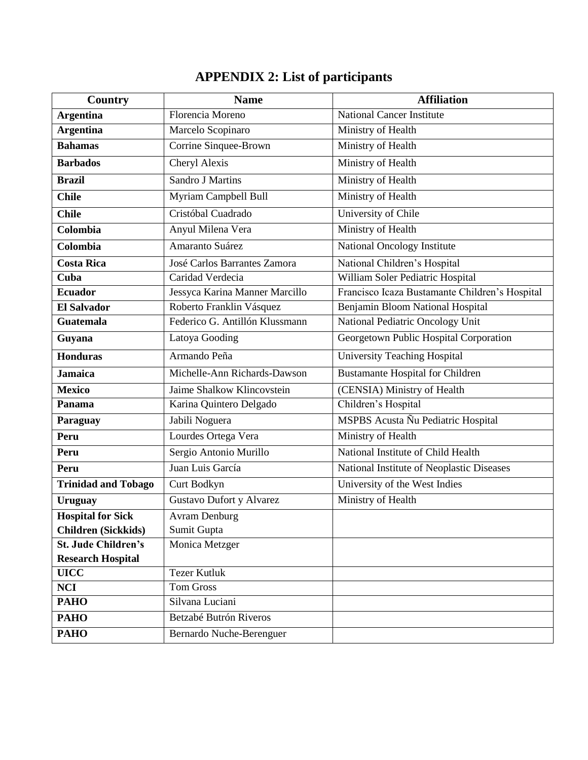# APPENDIX 2: List of participants

| Country | Name | Affiliation |
|---|---|---|
| **Argentina** | Florencia Moreno | National Cancer Institute |
| **Argentina** | Marcelo Scopinaro | Ministry of Health |
| **Bahamas** | Corrine Sinquee-Brown | Ministry of Health |
| **Barbados** | Cheryl Alexis | Ministry of Health |
| **Brazil** | Sandro J Martins | Ministry of Health |
| **Chile** | Myriam Campbell Bull | Ministry of Health |
| **Chile** | Cristóbal Cuadrado | University of Chile |
| **Colombia** | Anyul Milena Vera | Ministry of Health |
| **Colombia** | Amaranto Suárez | National Oncology Institute |
| **Costa Rica** | José Carlos Barrantes Zamora | National Children's Hospital |
| **Cuba** | Caridad Verdecia | William Soler Pediatric Hospital |
| **Ecuador** | Jessyca Karina Manner Marcillo | Francisco Icaza Bustamante Children's Hospital |
| **El Salvador** | Roberto Franklin Vásquez | Benjamin Bloom National Hospital |
| **Guatemala** | Federico G. Antillón Klussmann | National Pediatric Oncology Unit |
| **Guyana** | Latoya Gooding | Georgetown Public Hospital Corporation |
| **Honduras** | Armando Peña | University Teaching Hospital |
| **Jamaica** | Michelle-Ann Richards-Dawson | Bustamante Hospital for Children |
| **Mexico** | Jaime Shalkow Klincovstein | (CENSIA) Ministry of Health |
| **Panama** | Karina Quintero Delgado | Children's Hospital |
| **Paraguay** | Jabili Noguera | MSPBS Acusta Ñu Pediatric Hospital |
| **Peru** | Lourdes Ortega Vera | Ministry of Health |
| **Peru** | Sergio Antonio Murillo | National Institute of Child Health |
| **Peru** | Juan Luis García | National Institute of Neoplastic Diseases |
| **Trinidad and Tobago** | Curt Bodkyn | University of the West Indies |
| **Uruguay** | Gustavo Dufort y Alvarez | Ministry of Health |
| **Hospital for Sick Children (Sickkids)** | Avram Denburg<br>Sumit Gupta | |
| **St. Jude Children's Research Hospital** | Monica Metzger | |
| **UICC** | Tezer Kutluk | |
| **NCI** | Tom Gross | |
| **PAHO** | Silvana Luciani | |
| **PAHO** | Betzabé Butrón Riveros | |
| **PAHO** | Bernardo Nuche-Berenguer | |